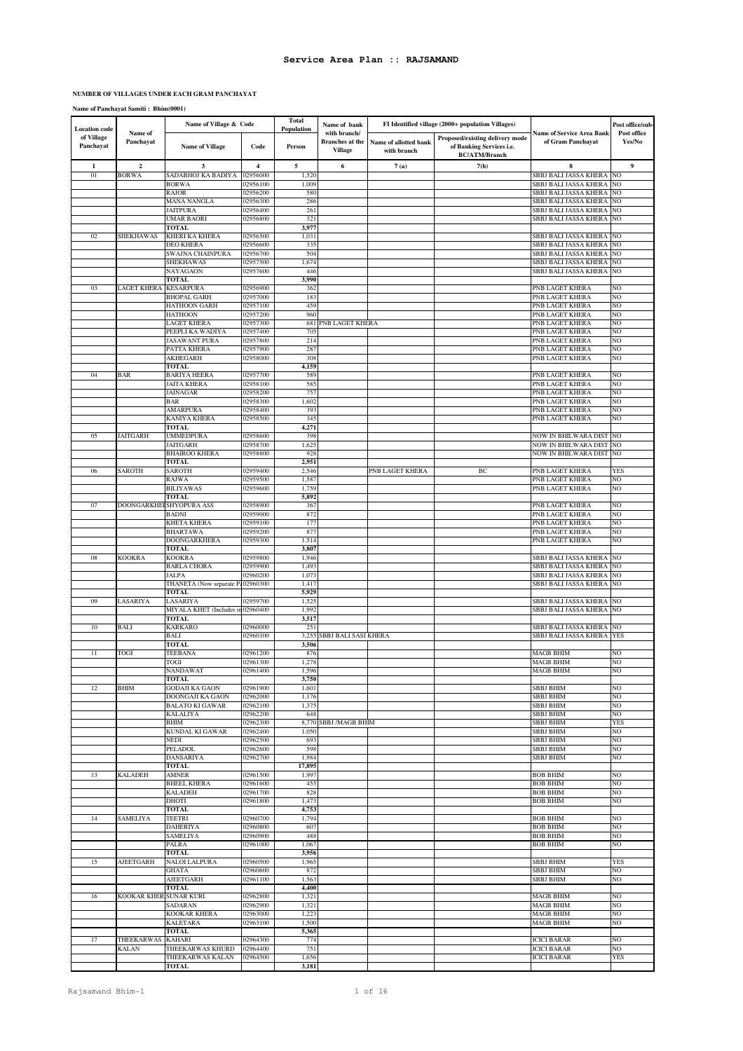# Service Area Plan :: RAJSAMAND

**NUMBER OF VILLAGES UNDER EACH GRAM PANCHAYAT**

**Name of Panchayat Samiti : Bhim(0001)**

| Location code of Village Panchayat | Name of Panchayat | Name of Village & Code | | Total Population | Name of bank with branch/ Branches at the Village | FI Identified village (2000+ population Villages) | | Name of Service Area Bank of Gram Panchayat | Post office/sub-Post office Yes/No |
|---|---|---|---|---|---|---|---|---|---|
| | | Name of Village | Code | Person | | Name of allotted bank with branch | Proposed/existing delivery mode of Banking Services i.e. BC/ATM/Branch | | |
| 1 | 2 | 3 | 4 | 5 | 6 | 7 (a) | 7(b) | 8 | 9 |
| 01 | BORWA | SADABHOJ KA BADIYA | 02956000 | 1,520 | | | | SBBJ BALI JASSA KHERA | NO |
| | | BORWA | 02956100 | 1,009 | | | | SBBJ BALI JASSA KHERA | NO |
| | | RAJOR | 02956200 | 580 | | | | SBBJ BALI JASSA KHERA | NO |
| | | MANA NANGLA | 02956300 | 286 | | | | SBBJ BALI JASSA KHERA | NO |
| | | JAITPURA | 02956400 | 261 | | | | SBBJ BALI JASSA KHERA | NO |
| | | UMAR BAORI | 02956800 | 321 | | | | SBBJ BALI JASSA KHERA | NO |
| | | **TOTAL** | | **3,977** | | | | | |
| 02 | SHEKHAWAS | KHERI KA KHERA | 02956500 | 1,031 | | | | SBBJ BALI JASSA KHERA | NO |
| | | DEO KHERA | 02956600 | 335 | | | | SBBJ BALI JASSA KHERA | NO |
| | | SWAJNA CHAINPURA | 02956700 | 504 | | | | SBBJ BALI JASSA KHERA | NO |
| | | SHEKHAWAS | 02957500 | 1,674 | | | | SBBJ BALI JASSA KHERA | NO |
| | | NAYAGAON | 02957600 | 446 | | | | SBBJ BALI JASSA KHERA | NO |
| | | **TOTAL** | | **3,990** | | | | | |
| 03 | LAGET KHERA | KESARPURA | 02956900 | 362 | | | | PNB LAGET KHERA | NO |
| | | BHOPAL GARH | 02957000 | 183 | | | | PNB LAGET KHERA | NO |
| | | HATHOON GARH | 02957100 | 459 | | | | PNB LAGET KHERA | NO |
| | | HATHOON | 02957200 | 960 | | | | PNB LAGET KHERA | NO |
| | | LAGET KHERA | 02957300 | 681 | PNB LAGET KHERA | | | PNB LAGET KHERA | NO |
| | | PEEPLI KA WADIYA | 02957400 | 705 | | | | PNB LAGET KHERA | NO |
| | | JASAWANT PURA | 02957800 | 214 | | | | PNB LAGET KHERA | NO |
| | | PATTA KHERA | 02957900 | 287 | | | | PNB LAGET KHERA | NO |
| | | AKHEGARH | 02958000 | 308 | | | | PNB LAGET KHERA | NO |
| | | **TOTAL** | | **4,159** | | | | | |
| 04 | BAR | BARIYA HEERA | 02957700 | 589 | | | | PNB LAGET KHERA | NO |
| | | JAITA KHERA | 02958100 | 585 | | | | PNB LAGET KHERA | NO |
| | | JAINAGAR | 02958200 | 757 | | | | PNB LAGET KHERA | NO |
| | | BAR | 02958300 | 1,602 | | | | PNB LAGET KHERA | NO |
| | | AMARPURA | 02958400 | 393 | | | | PNB LAGET KHERA | NO |
| | | KANIYA KHERA | 02958500 | 345 | | | | PNB LAGET KHERA | NO |
| | | **TOTAL** | | **4,271** | | | | | |
| 05 | JAITGARH | UMMEDPURA | 02958600 | 398 | | | | NOW IN BHILWARA DIST | NO |
| | | JAITGARH | 02958700 | 1,625 | | | | NOW IN BHILWARA DIST | NO |
| | | BHAIROO KHERA | 02958800 | 928 | | | | NOW IN BHILWARA DIST | NO |
| | | **TOTAL** | | **2,951** | | | | | |
| 06 | SAROTH | SAROTH | 02959400 | 2,546 | | PNB LAGET KHERA | BC | PNB LAGET KHERA | YES |
| | | RAJWA | 02959500 | 1,587 | | | | PNB LAGET KHERA | NO |
| | | BILIYAWAS | 02959600 | 1,759 | | | | PNB LAGET KHERA | NO |
| | | **TOTAL** | | **5,892** | | | | | |
| 07 | DOONGARKHERA | SHYOPURA ASS | 02958900 | 367 | | | | PNB LAGET KHERA | NO |
| | | BADNI | 02959000 | 872 | | | | PNB LAGET KHERA | NO |
| | | KHETA KHERA | 02959100 | 177 | | | | PNB LAGET KHERA | NO |
| | | BHARTAWA | 02959200 | 877 | | | | PNB LAGET KHERA | NO |
| | | DOONGARKHERA | 02959300 | 1,514 | | | | PNB LAGET KHERA | NO |
| | | **TOTAL** | | **3,807** | | | | | |
| 08 | KOOKRA | KOOKRA | 02959800 | 1,946 | | | | SBBJ BALI JASSA KHERA | NO |
| | | BARLA CHORA | 02959900 | 1,493 | | | | SBBJ BALI JASSA KHERA | NO |
| | | JALPA | 02960200 | 1,073 | | | | SBBJ BALI JASSA KHERA | NO |
| | | THANETA (Now separate P | 02960300 | 1,417 | | | | SBBJ BALI JASSA KHERA | NO |
| | | **TOTAL** | | **5,929** | | | | | |
| 09 | LASARIYA | LASARIYA | 02959700 | 1,525 | | | | SBBJ BALI JASSA KHERA | NO |
| | | MIYALA KHET (Includes in | 02960400 | 1,992 | | | | SBBJ BALI JASSA KHERA | NO |
| | | **TOTAL** | | **3,517** | | | | | |
| 10 | BALI | KARKARO | 02960000 | 251 | | | | SBBJ BALI JASSA KHERA | NO |
| | | BALI | 02960100 | 3,255 | SBBJ BALI SASI KHERA | | | SBBJ BALI JASSA KHERA | YES |
| | | **TOTAL** | | **3,506** | | | | | |
| 11 | TOGI | TEEBANA | 02961200 | 876 | | | | MAGB BHIM | NO |
| | | TOGI | 02961300 | 1,278 | | | | MAGB BHIM | NO |
| | | NANDAWAT | 02961400 | 1,596 | | | | MAGB BHIM | NO |
| | | **TOTAL** | | **3,750** | | | | | |
| 12 | BHIM | GODAJI KA GAON | 02961900 | 1,601 | | | | SBBJ BHIM | NO |
| | | DOONGAJI KA GAON | 02962000 | 1,176 | | | | SBBJ BHIM | NO |
| | | BALATO KI GAWAR | 02962100 | 1,375 | | | | SBBJ BHIM | NO |
| | | KALALIYA | 02962200 | 648 | | | | SBBJ BHIM | NO |
| | | BHIM | 02962300 | 8,770 | SBBJ /MAGB BHIM | | | SBBJ BHIM | YES |
| | | KUNDAL KI GAWAR | 02962400 | 1,050 | | | | SBBJ BHIM | NO |
| | | NEDI | 02962500 | 693 | | | | SBBJ BHIM | NO |
| | | PELADOL | 02962600 | 598 | | | | SBBJ BHIM | NO |
| | | DANSARIYA | 02962700 | 1,984 | | | | SBBJ BHIM | NO |
| | | **TOTAL** | | **17,895** | | | | | |
| 13 | KALADEH | AMNER | 02961500 | 1,997 | | | | BOB BHIM | NO |
| | | BHEEL KHERA | 02961600 | 455 | | | | BOB BHIM | NO |
| | | KALADEH | 02961700 | 828 | | | | BOB BHIM | NO |
| | | DHOTI | 02961800 | 1,473 | | | | BOB BHIM | NO |
| | | **TOTAL** | | **4,753** | | | | | |
| 14 | SAMELIYA | TEETRI | 02960700 | 1,794 | | | | BOB BHIM | NO |
| | | DAHERIYA | 02960800 | 607 | | | | BOB BHIM | NO |
| | | SAMELIYA | 02960900 | 488 | | | | BOB BHIM | NO |
| | | PALRA | 02961000 | 1,067 | | | | BOB BHIM | NO |
| | | **TOTAL** | | **3,956** | | | | | |
| 15 | AJEETGARH | NALOI LALPURA | 02960500 | 1,965 | | | | SBBJ BHIM | YES |
| | | GHATA | 02960600 | 872 | | | | SBBJ BHIM | NO |
| | | AJEETGARH | 02961100 | 1,563 | | | | SBBJ BHIM | NO |
| | | **TOTAL** | | **4,400** | | | | | |
| 16 | KOOKAR KHERA | SUNAR KURI | 02962800 | 1,321 | | | | MAGB BHIM | NO |
| | | SADARAN | 02962900 | 1,321 | | | | MAGB BHIM | NO |
| | | KOOKAR KHERA | 02963000 | 1,223 | | | | MAGB BHIM | NO |
| | | KALETARA | 02963100 | 1,500 | | | | MAGB BHIM | NO |
| | | **TOTAL** | | **5,365** | | | | | |
| 17 | THEEKARWAS KALAN | KAHARI | 02964300 | 774 | | | | ICICI BARAR | NO |
| | | THEEKARWAS KHURD | 02964400 | 751 | | | | ICICI BARAR | NO |
| | | THEEKARWAS KALAN | 02964500 | 1,656 | | | | ICICI BARAR | YES |
| | | **TOTAL** | | **3,181** | | | | | |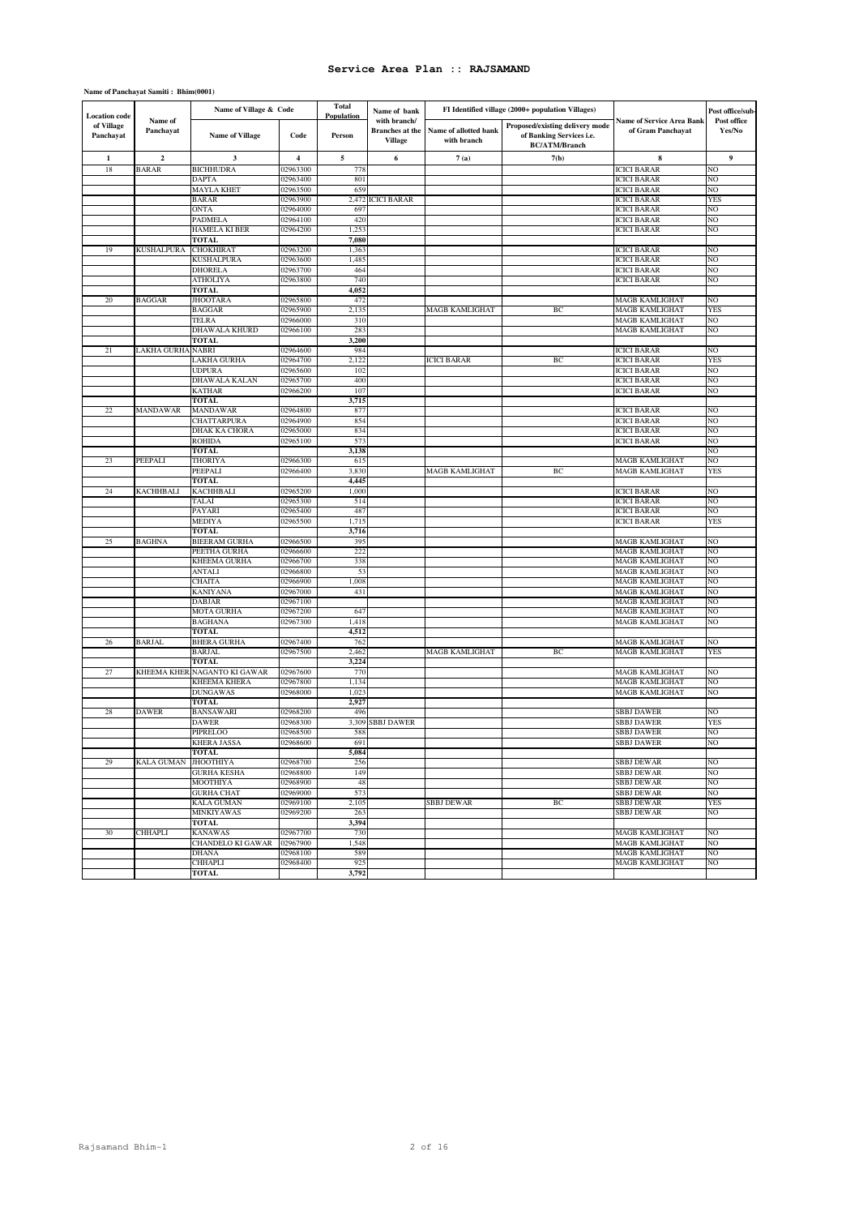# Service Area Plan :: RAJSAMAND

**Name of Panchayat Samiti : Bhim(0001)**

| Location code of Village Panchayat | Name of Panchayat | Name of Village & Code | | Total Population | Name of bank with branch/ Branches at the Village | FI Identified village (2000+ population Villages) | | Name of Service Area Bank of Gram Panchayat | Post office/sub-Post office Yes/No |
|---|---|---|---|---|---|---|---|---|---|
| | | Name of Village | Code | Person | | Name of allotted bank with branch | Proposed/existing delivery mode of Banking Services i.e. BC/ATM/Branch | | |
| 1 | 2 | 3 | 4 | 5 | 6 | 7(a) | 7(b) | 8 | 9 |
| 18 | BARAR | BICHHUDRA | 02963300 | 778 | | | | ICICI BARAR | NO |
| | | DAPTA | 02963400 | 801 | | | | ICICI BARAR | NO |
| | | MAYLA KHET | 02963500 | 659 | | | | ICICI BARAR | NO |
| | | BARAR | 02963900 | 2,472 | ICICI BARAR | | | ICICI BARAR | YES |
| | | ONTA | 02964000 | 697 | | | | ICICI BARAR | NO |
| | | PADMELA | 02964100 | 420 | | | | ICICI BARAR | NO |
| | | HAMELA KI BER | 02964200 | 1,253 | | | | ICICI BARAR | NO |
| | | **TOTAL** | | **7,080** | | | | | |
| 19 | KUSHALPURA | CHOKHIRAT | 02963200 | 1,363 | | | | ICICI BARAR | NO |
| | | KUSHALPURA | 02963600 | 1,485 | | | | ICICI BARAR | NO |
| | | DHORELA | 02963700 | 464 | | | | ICICI BARAR | NO |
| | | ATHOLIYA | 02963800 | 740 | | | | ICICI BARAR | NO |
| | | **TOTAL** | | **4,052** | | | | | |
| 20 | BAGGAR | JHOOTARA | 02965800 | 472 | | | | MAGB KAMLIGHAT | NO |
| | | BAGGAR | 02965900 | 2,135 | | MAGB KAMLIGHAT | BC | MAGB KAMLIGHAT | YES |
| | | TELRA | 02966000 | 310 | | | | MAGB KAMLIGHAT | NO |
| | | DHAWALA KHURD | 02966100 | 283 | | | | MAGB KAMLIGHAT | NO |
| | | **TOTAL** | | **3,200** | | | | | |
| 21 | LAKHA GURHA | NABRI | 02964600 | 984 | | | | ICICI BARAR | NO |
| | | LAKHA GURHA | 02964700 | 2,122 | | ICICI BARAR | BC | ICICI BARAR | YES |
| | | UDPURA | 02965600 | 102 | | | | ICICI BARAR | NO |
| | | DHAWALA KALAN | 02965700 | 400 | | | | ICICI BARAR | NO |
| | | KATHAR | 02966200 | 107 | | | | ICICI BARAR | NO |
| | | **TOTAL** | | **3,715** | | | | | |
| 22 | MANDAWAR | MANDAWAR | 02964800 | 877 | | | | ICICI BARAR | NO |
| | | CHATTARPURA | 02964900 | 854 | | | | ICICI BARAR | NO |
| | | DHAK KA CHORA | 02965000 | 834 | | | | ICICI BARAR | NO |
| | | ROHIDA | 02965100 | 573 | | | | ICICI BARAR | NO |
| | | **TOTAL** | | **3,138** | | | | | NO |
| 23 | PEEPALI | THORIYA | 02966300 | 615 | | | | MAGB KAMLIGHAT | NO |
| | | PEEPALI | 02966400 | 3,830 | | MAGB KAMLIGHAT | BC | MAGB KAMLIGHAT | YES |
| | | **TOTAL** | | **4,445** | | | | | |
| 24 | KACHHBALI | KACHHBALI | 02965200 | 1,000 | | | | ICICI BARAR | NO |
| | | TALAI | 02965300 | 514 | | | | ICICI BARAR | NO |
| | | PAYARI | 02965400 | 487 | | | | ICICI BARAR | NO |
| | | MEDIYA | 02965500 | 1,715 | | | | ICICI BARAR | YES |
| | | **TOTAL** | | **3,716** | | | | | |
| 25 | BAGHNA | BIEERAM GURHA | 02966500 | 395 | | | | MAGB KAMLIGHAT | NO |
| | | PEETHA GURHA | 02966600 | 222 | | | | MAGB KAMLIGHAT | NO |
| | | KHEEMA GURHA | 02966700 | 338 | | | | MAGB KAMLIGHAT | NO |
| | | ANTALI | 02966800 | 53 | | | | MAGB KAMLIGHAT | NO |
| | | CHAITA | 02966900 | 1,008 | | | | MAGB KAMLIGHAT | NO |
| | | KANIYANA | 02967000 | 431 | | | | MAGB KAMLIGHAT | NO |
| | | DABJAR | 02967100 | | | | | MAGB KAMLIGHAT | NO |
| | | MOTA GURHA | 02967200 | 647 | | | | MAGB KAMLIGHAT | NO |
| | | BAGHANA | 02967300 | 1,418 | | | | MAGB KAMLIGHAT | NO |
| | | **TOTAL** | | **4,512** | | | | | |
| 26 | BARJAL | BHERA GURHA | 02967400 | 762 | | | | MAGB KAMLIGHAT | NO |
| | | BARJAL | 02967500 | 2,462 | | MAGB KAMLIGHAT | BC | MAGB KAMLIGHAT | YES |
| | | **TOTAL** | | **3,224** | | | | | |
| 27 | KHEEMA KHER | NAGANTO KI GAWAR | 02967600 | 770 | | | | MAGB KAMLIGHAT | NO |
| | | KHEEMA KHERA | 02967800 | 1,134 | | | | MAGB KAMLIGHAT | NO |
| | | DUNGAWAS | 02968000 | 1,023 | | | | MAGB KAMLIGHAT | NO |
| | | **TOTAL** | | **2,927** | | | | | |
| 28 | DAWER | BANSAWARI | 02968200 | 496 | | | | SBBJ DAWER | NO |
| | | DAWER | 02968300 | 3,309 | SBBJ DAWER | | | SBBJ DAWER | YES |
| | | PIPRELOO | 02968500 | 588 | | | | SBBJ DAWER | NO |
| | | KHERA JASSA | 02968600 | 691 | | | | SBBJ DAWER | NO |
| | | **TOTAL** | | **5,084** | | | | | |
| 29 | KALA GUMAN | JHOOTHIYA | 02968700 | 256 | | | | SBBJ DEWAR | NO |
| | | GURHA KESHA | 02968800 | 149 | | | | SBBJ DEWAR | NO |
| | | MOOTHIYA | 02968900 | 48 | | | | SBBJ DEWAR | NO |
| | | GURHA CHAT | 02969000 | 573 | | | | SBBJ DEWAR | NO |
| | | KALA GUMAN | 02969100 | 2,105 | | SBBJ DEWAR | BC | SBBJ DEWAR | YES |
| | | MINKIYAWAS | 02969200 | 263 | | | | SBBJ DEWAR | NO |
| | | **TOTAL** | | **3,394** | | | | | |
| 30 | CHHAPLI | KANAWAS | 02967700 | 730 | | | | MAGB KAMLIGHAT | NO |
| | | CHANDELO KI GAWAR | 02967900 | 1,548 | | | | MAGB KAMLIGHAT | NO |
| | | DHANA | 02968100 | 589 | | | | MAGB KAMLIGHAT | NO |
| | | CHHAPLI | 02968400 | 925 | | | | MAGB KAMLIGHAT | NO |
| | | **TOTAL** | | **3,792** | | | | | |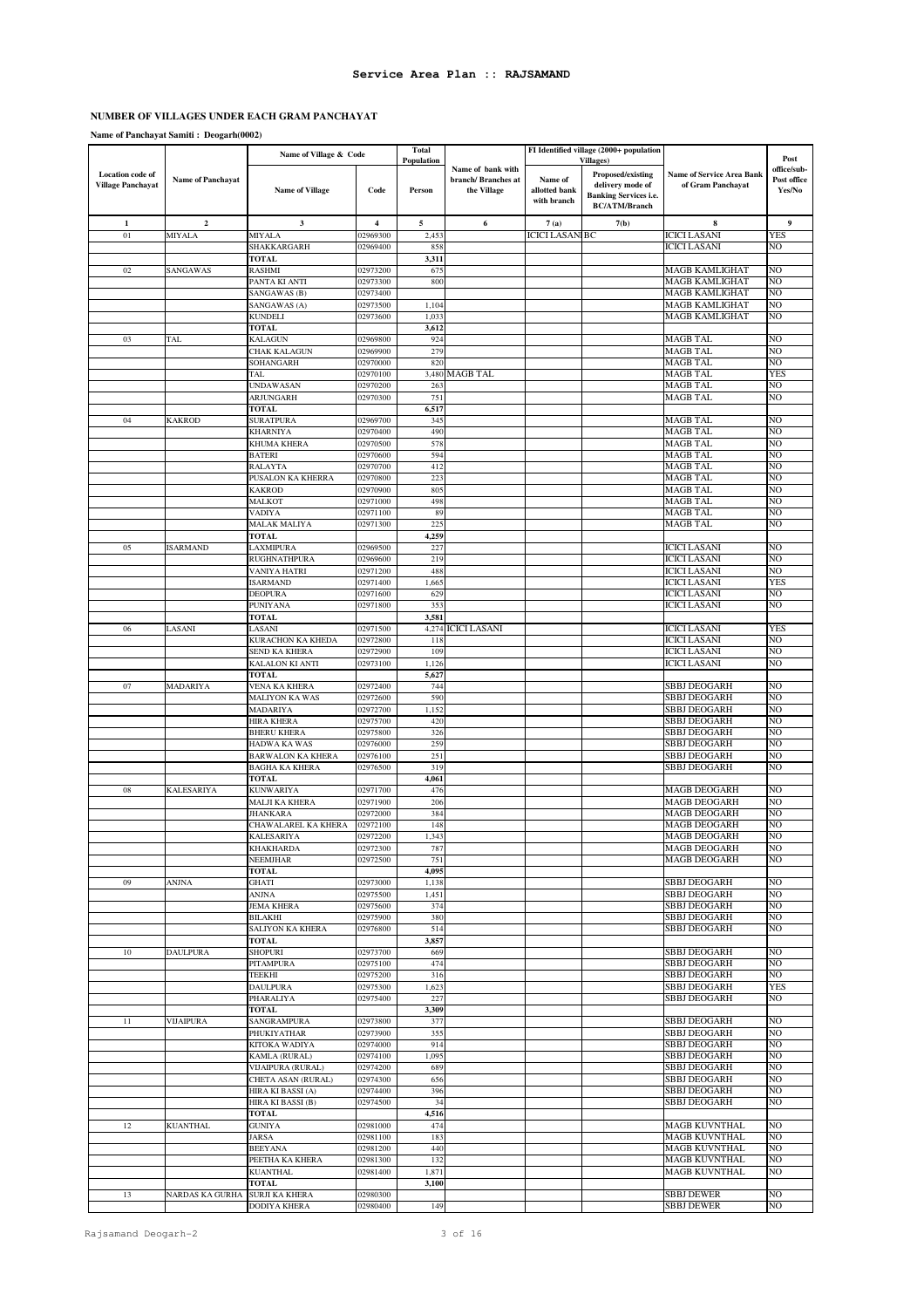# Service Area Plan :: RAJSAMAND

## NUMBER OF VILLAGES UNDER EACH GRAM PANCHAYAT

**Name of Panchayat Samiti : Deogarh(0002)**

| Location code of Village Panchayat | Name of Panchayat | Name of Village & Code | | Total Population | Name of bank with branch/ Branches at the Village | FI Identified village (2000+ population Villages) | | Name of Service Area Bank of Gram Panchayat | Post office/sub-Post office Yes/No |
|---|---|---|---|---|---|---|---|---|---|
| | | Name of Village | Code | Person | | Name of allotted bank with branch | Proposed/existing delivery mode of Banking Services i.e. BC/ATM/Branch | | |
| 1 | 2 | 3 | 4 | 5 | 6 | 7(a) | 7(b) | 8 | 9 |
| 01 | MIYALA | MIYALA | 02969300 | 2,453 | | ICICI LASANI | BC | ICICI LASANI | YES |
| | | SHAKKARGARH | 02969400 | 858 | | | | ICICI LASANI | NO |
| | | TOTAL | | 3,311 | | | | | |
| 02 | SANGAWAS | RASHMI | 02973200 | 675 | | | | MAGB KAMLIGHAT | NO |
| | | PANTA KI ANTI | 02973300 | 800 | | | | MAGB KAMLIGHAT | NO |
| | | SANGAWAS (B) | 02973400 | | | | | MAGB KAMLIGHAT | NO |
| | | SANGAWAS (A) | 02973500 | 1,104 | | | | MAGB KAMLIGHAT | NO |
| | | KUNDELI | 02973600 | 1,033 | | | | MAGB KAMLIGHAT | NO |
| | | TOTAL | | 3,612 | | | | | |
| 03 | TAL | KALAGUN | 02969800 | 924 | | | | MAGB TAL | NO |
| | | CHAK KALAGUN | 02969900 | 279 | | | | MAGB TAL | NO |
| | | SOHANGARH | 02970000 | 820 | | | | MAGB TAL | NO |
| | | TAL | 02970100 | 3,480 | MAGB TAL | | | MAGB TAL | YES |
| | | UNDAWASAN | 02970200 | 263 | | | | MAGB TAL | NO |
| | | ARJUNGARH | 02970300 | 751 | | | | MAGB TAL | NO |
| | | TOTAL | | 6,517 | | | | | |
| 04 | KAKROD | SURATPURA | 02969700 | 345 | | | | MAGB TAL | NO |
| | | KHARNIYA | 02970400 | 490 | | | | MAGB TAL | NO |
| | | KHUMA KHERA | 02970500 | 578 | | | | MAGB TAL | NO |
| | | BATERI | 02970600 | 594 | | | | MAGB TAL | NO |
| | | RALAYTA | 02970700 | 412 | | | | MAGB TAL | NO |
| | | PUSALON KA KHERRA | 02970800 | 223 | | | | MAGB TAL | NO |
| | | KAKROD | 02970900 | 805 | | | | MAGB TAL | NO |
| | | MALKOT | 02971000 | 498 | | | | MAGB TAL | NO |
| | | VADIYA | 02971100 | 89 | | | | MAGB TAL | NO |
| | | MALAK MALIYA | 02971300 | 225 | | | | MAGB TAL | NO |
| | | TOTAL | | 4,259 | | | | | |
| 05 | ISARMAND | LAXMIPURA | 02969500 | 227 | | | | ICICI LASANI | NO |
| | | RUGHNATHPURA | 02969600 | 219 | | | | ICICI LASANI | NO |
| | | VANIYA HATRI | 02971200 | 488 | | | | ICICI LASANI | NO |
| | | ISARMAND | 02971400 | 1,665 | | | | ICICI LASANI | YES |
| | | DEOPURA | 02971600 | 629 | | | | ICICI LASANI | NO |
| | | PUNIYANA | 02971800 | 353 | | | | ICICI LASANI | NO |
| | | TOTAL | | 3,581 | | | | | |
| 06 | LASANI | LASANI | 02971500 | 4,274 | ICICI LASANI | | | ICICI LASANI | YES |
| | | KURACHON KA KHEDA | 02972800 | 118 | | | | ICICI LASANI | NO |
| | | SEND KA KHERA | 02972900 | 109 | | | | ICICI LASANI | NO |
| | | KALALON KI ANTI | 02973100 | 1,126 | | | | ICICI LASANI | NO |
| | | TOTAL | | 5,627 | | | | | |
| 07 | MADARIYA | VENA KA KHERA | 02972400 | 744 | | | | SBBJ DEOGARH | NO |
| | | MALIYON KA WAS | 02972600 | 590 | | | | SBBJ DEOGARH | NO |
| | | MADARIYA | 02972700 | 1,152 | | | | SBBJ DEOGARH | NO |
| | | HIRA KHERA | 02975700 | 420 | | | | SBBJ DEOGARH | NO |
| | | BHERU KHERA | 02975800 | 326 | | | | SBBJ DEOGARH | NO |
| | | HADWA KA WAS | 02976000 | 259 | | | | SBBJ DEOGARH | NO |
| | | BARWALON KA KHERA | 02976100 | 251 | | | | SBBJ DEOGARH | NO |
| | | BAGHA KA KHERA | 02976500 | 319 | | | | SBBJ DEOGARH | NO |
| | | TOTAL | | 4,061 | | | | | |
| 08 | KALESARIYA | KUNWARIYA | 02971700 | 476 | | | | MAGB DEOGARH | NO |
| | | MALJI KA KHERA | 02971900 | 206 | | | | MAGB DEOGARH | NO |
| | | JHANKARA | 02972000 | 384 | | | | MAGB DEOGARH | NO |
| | | CHAWALAREL KA KHERA | 02972100 | 148 | | | | MAGB DEOGARH | NO |
| | | KALESARIYA | 02972200 | 1,343 | | | | MAGB DEOGARH | NO |
| | | KHAKHARDA | 02972300 | 787 | | | | MAGB DEOGARH | NO |
| | | NEEMJHAR | 02972500 | 751 | | | | MAGB DEOGARH | NO |
| | | TOTAL | | 4,095 | | | | | |
| 09 | ANJNA | GHATI | 02973000 | 1,138 | | | | SBBJ DEOGARH | NO |
| | | ANJNA | 02975500 | 1,451 | | | | SBBJ DEOGARH | NO |
| | | JEMA KHERA | 02975600 | 374 | | | | SBBJ DEOGARH | NO |
| | | BILAKHI | 02975900 | 380 | | | | SBBJ DEOGARH | NO |
| | | SALIYON KA KHERA | 02976800 | 514 | | | | SBBJ DEOGARH | NO |
| | | TOTAL | | 3,857 | | | | | |
| 10 | DAULPURA | SHOPURI | 02973700 | 669 | | | | SBBJ DEOGARH | NO |
| | | PITAMPURA | 02975100 | 474 | | | | SBBJ DEOGARH | NO |
| | | TEEKHI | 02975200 | 316 | | | | SBBJ DEOGARH | NO |
| | | DAULPURA | 02975300 | 1,623 | | | | SBBJ DEOGARH | YES |
| | | PHARALIYA | 02975400 | 227 | | | | SBBJ DEOGARH | NO |
| | | TOTAL | | 3,309 | | | | | |
| 11 | VIJAIPURA | SANGRAMPURA | 02973800 | 377 | | | | SBBJ DEOGARH | NO |
| | | PHUKIYATHAR | 02973900 | 355 | | | | SBBJ DEOGARH | NO |
| | | KITOKA WADIYA | 02974000 | 914 | | | | SBBJ DEOGARH | NO |
| | | KAMLA (RURAL) | 02974100 | 1,095 | | | | SBBJ DEOGARH | NO |
| | | VIJAIPURA (RURAL) | 02974200 | 689 | | | | SBBJ DEOGARH | NO |
| | | CHETA ASAN (RURAL) | 02974300 | 656 | | | | SBBJ DEOGARH | NO |
| | | HIRA KI BASSI (A) | 02974400 | 396 | | | | SBBJ DEOGARH | NO |
| | | HIRA KI BASSI (B) | 02974500 | 34 | | | | SBBJ DEOGARH | NO |
| | | TOTAL | | 4,516 | | | | | |
| 12 | KUANTHAL | GUNIYA | 02981000 | 474 | | | | MAGB KUVNTHAL | NO |
| | | JARSA | 02981100 | 183 | | | | MAGB KUVNTHAL | NO |
| | | BEEYANA | 02981200 | 440 | | | | MAGB KUVNTHAL | NO |
| | | PEETHA KA KHERA | 02981300 | 132 | | | | MAGB KUVNTHAL | NO |
| | | KUANTHAL | 02981400 | 1,871 | | | | MAGB KUVNTHAL | NO |
| | | TOTAL | | 3,100 | | | | | |
| 13 | NARDAS KA GURHA | SURJI KA KHERA | 02980300 | | | | | SBBJ DEWER | NO |
| | | DODIYA KHERA | 02980400 | 149 | | | | SBBJ DEWER | NO |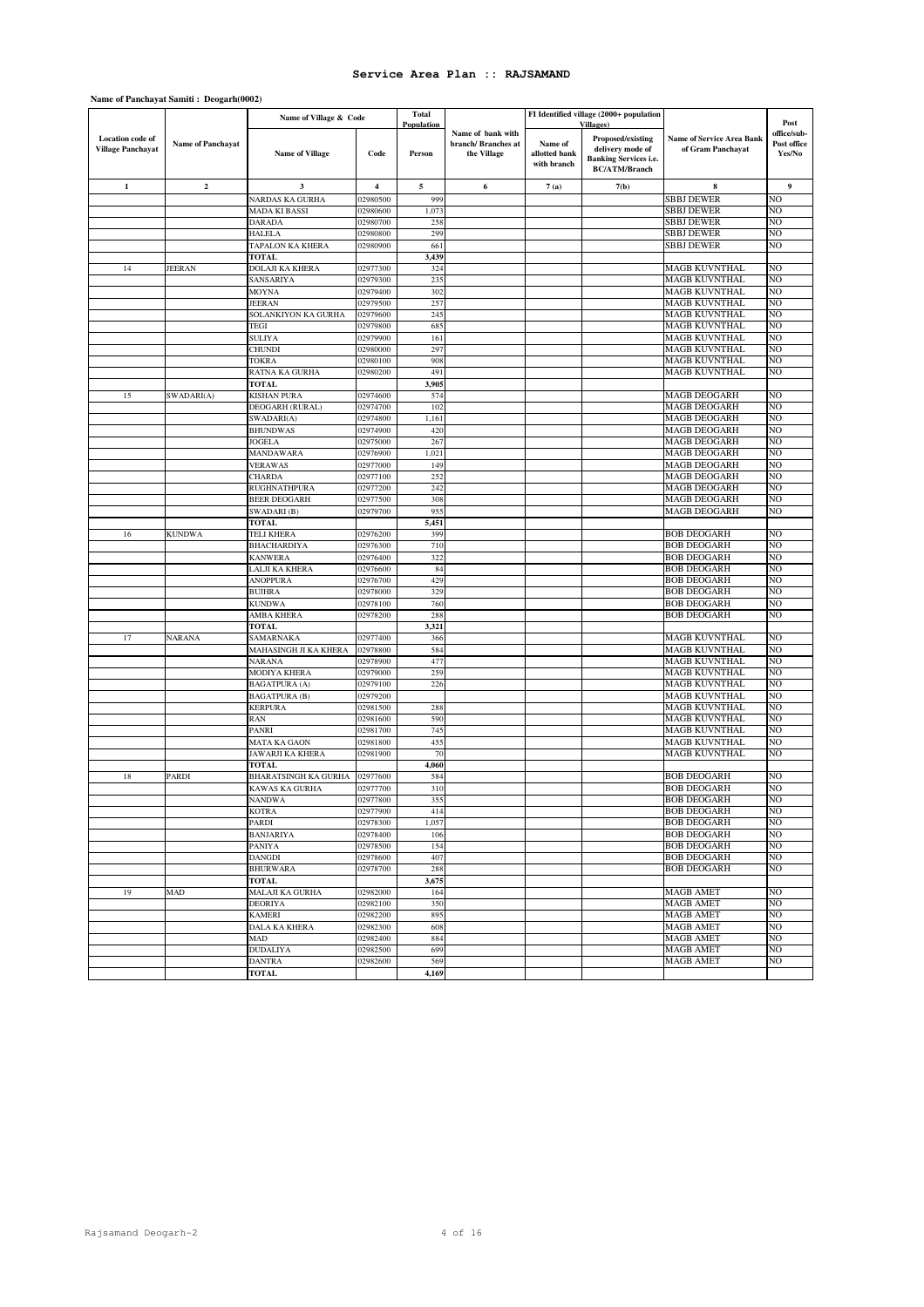# Service Area Plan :: RAJSAMAND

**Name of Panchayat Samiti : Deogarh(0002)**

| Location code of Village Panchayat | Name of Panchayat | Name of Village & Code | | Total Population | Name of bank with branch/ Branches at the Village | FI Identified village (2000+ population Villages) | | Name of Service Area Bank of Gram Panchayat | Post office/sub-Post office Yes/No |
|---|---|---|---|---|---|---|---|---|---|
| | | Name of Village | Code | Person | | Name of allotted bank with branch | Proposed/existing delivery mode of Banking Services i.e. BC/ATM/Branch | | |
| 1 | 2 | 3 | 4 | 5 | 6 | 7 (a) | 7(b) | 8 | 9 |
| | | NARDAS KA GURHA | 02980500 | 999 | | | | SBBJ DEWER | NO |
| | | MADA KI BASSI | 02980600 | 1,073 | | | | SBBJ DEWER | NO |
| | | DARADA | 02980700 | 258 | | | | SBBJ DEWER | NO |
| | | HALELA | 02980800 | 299 | | | | SBBJ DEWER | NO |
| | | TAPALON KA KHERA | 02980900 | 661 | | | | SBBJ DEWER | NO |
| | | TOTAL | | 3,439 | | | | | |
| 14 | JEERAN | DOLAJI KA KHERA | 02977300 | 324 | | | | MAGB KUVNTHAL | NO |
| | | SANSARIYA | 02979300 | 235 | | | | MAGB KUVNTHAL | NO |
| | | MOYNA | 02979400 | 302 | | | | MAGB KUVNTHAL | NO |
| | | JEERAN | 02979500 | 257 | | | | MAGB KUVNTHAL | NO |
| | | SOLANKIYON KA GURHA | 02979600 | 245 | | | | MAGB KUVNTHAL | NO |
| | | TEGI | 02979800 | 685 | | | | MAGB KUVNTHAL | NO |
| | | SULIYA | 02979900 | 161 | | | | MAGB KUVNTHAL | NO |
| | | CHUNDI | 02980000 | 297 | | | | MAGB KUVNTHAL | NO |
| | | TOKRA | 02980100 | 908 | | | | MAGB KUVNTHAL | NO |
| | | RATNA KA GURHA | 02980200 | 491 | | | | MAGB KUVNTHAL | NO |
| | | TOTAL | | 3,905 | | | | | |
| 15 | SWADARI(A) | KISHAN PURA | 02974600 | 574 | | | | MAGB DEOGARH | NO |
| | | DEOGARH (RURAL) | 02974700 | 102 | | | | MAGB DEOGARH | NO |
| | | SWADARI(A) | 02974800 | 1,161 | | | | MAGB DEOGARH | NO |
| | | BHUNDWAS | 02974900 | 420 | | | | MAGB DEOGARH | NO |
| | | JOGELA | 02975000 | 267 | | | | MAGB DEOGARH | NO |
| | | MANDAWARA | 02976900 | 1,021 | | | | MAGB DEOGARH | NO |
| | | VERAWAS | 02977000 | 149 | | | | MAGB DEOGARH | NO |
| | | CHARDA | 02977100 | 252 | | | | MAGB DEOGARH | NO |
| | | RUGHNATHPURA | 02977200 | 242 | | | | MAGB DEOGARH | NO |
| | | BEER DEOGARH | 02977500 | 308 | | | | MAGB DEOGARH | NO |
| | | SWADARI (B) | 02979700 | 955 | | | | MAGB DEOGARH | NO |
| | | TOTAL | | 5,451 | | | | | |
| 16 | KUNDWA | TELI KHERA | 02976200 | 399 | | | | BOB DEOGARH | NO |
| | | BHACHARDIYA | 02976300 | 710 | | | | BOB DEOGARH | NO |
| | | KANWERA | 02976400 | 322 | | | | BOB DEOGARH | NO |
| | | LALJI KA KHERA | 02976600 | 84 | | | | BOB DEOGARH | NO |
| | | ANOPPURA | 02976700 | 429 | | | | BOB DEOGARH | NO |
| | | BUJHRA | 02978000 | 329 | | | | BOB DEOGARH | NO |
| | | KUNDWA | 02978100 | 760 | | | | BOB DEOGARH | NO |
| | | AMBA KHERA | 02978200 | 288 | | | | BOB DEOGARH | NO |
| | | TOTAL | | 3,321 | | | | | |
| 17 | NARANA | SAMARNAKA | 02977400 | 366 | | | | MAGB KUVNTHAL | NO |
| | | MAHASINGH JI KA KHERA | 02978800 | 584 | | | | MAGB KUVNTHAL | NO |
| | | NARANA | 02978900 | 477 | | | | MAGB KUVNTHAL | NO |
| | | MODIYA KHERA | 02979000 | 259 | | | | MAGB KUVNTHAL | NO |
| | | BAGATPURA (A) | 02979100 | 226 | | | | MAGB KUVNTHAL | NO |
| | | BAGATPURA (B) | 02979200 | | | | | MAGB KUVNTHAL | NO |
| | | KERPURA | 02981500 | 288 | | | | MAGB KUVNTHAL | NO |
| | | RAN | 02981600 | 590 | | | | MAGB KUVNTHAL | NO |
| | | PANRI | 02981700 | 745 | | | | MAGB KUVNTHAL | NO |
| | | MATA KA GAON | 02981800 | 455 | | | | MAGB KUVNTHAL | NO |
| | | JAWARJI KA KHERA | 02981900 | 70 | | | | MAGB KUVNTHAL | NO |
| | | TOTAL | | 4,060 | | | | | |
| 18 | PARDI | BHARATSINGH KA GURHA | 02977600 | 584 | | | | BOB DEOGARH | NO |
| | | KAWAS KA GURHA | 02977700 | 310 | | | | BOB DEOGARH | NO |
| | | NANDWA | 02977800 | 355 | | | | BOB DEOGARH | NO |
| | | KOTRA | 02977900 | 414 | | | | BOB DEOGARH | NO |
| | | PARDI | 02978300 | 1,057 | | | | BOB DEOGARH | NO |
| | | BANJARIYA | 02978400 | 106 | | | | BOB DEOGARH | NO |
| | | PANIYA | 02978500 | 154 | | | | BOB DEOGARH | NO |
| | | DANGDI | 02978600 | 407 | | | | BOB DEOGARH | NO |
| | | BHURWARA | 02978700 | 288 | | | | BOB DEOGARH | NO |
| | | TOTAL | | 3,675 | | | | | |
| 19 | MAD | MALAJI KA GURHA | 02982000 | 164 | | | | MAGB AMET | NO |
| | | DEORIYA | 02982100 | 350 | | | | MAGB AMET | NO |
| | | KAMERI | 02982200 | 895 | | | | MAGB AMET | NO |
| | | DALA KA KHERA | 02982300 | 608 | | | | MAGB AMET | NO |
| | | MAD | 02982400 | 884 | | | | MAGB AMET | NO |
| | | DUDALIYA | 02982500 | 699 | | | | MAGB AMET | NO |
| | | DANTRA | 02982600 | 569 | | | | MAGB AMET | NO |
| | | TOTAL | | 4,169 | | | | | |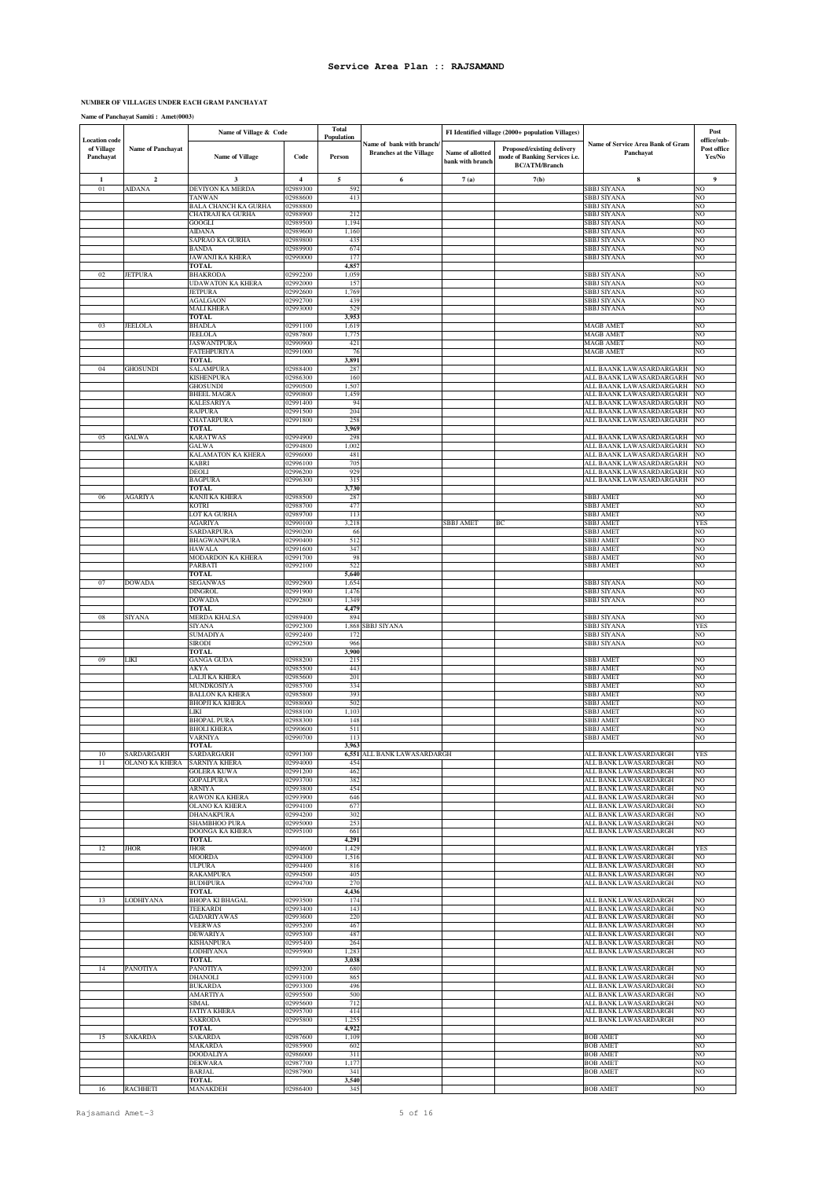## Service Area Plan :: RAJSAMAND

**NUMBER OF VILLAGES UNDER EACH GRAM PANCHAYAT**

**Name of Panchayat Samiti : Amet(0003)**

| Location code of Village Panchayat | Name of Panchayat | Name of Village & Code | | Total Population | Name of bank with branch/ Branches at the Village | FI Identified village (2000+ population Villages) | | Name of Service Area Bank of Gram Panchayat | Post office/sub-Post office Yes/No |
|---|---|---|---|---|---|---|---|---|---|
| | | Name of Village | Code | Person | | Name of allotted bank with branch | Proposed/existing delivery mode of Banking Services i.e. BC/ATM/Branch | | |
| 1 | 2 | 3 | 4 | 5 | 6 | 7(a) | 7(b) | 8 | 9 |
| 01 | AIDANA | DEVIYON KA MERDA | 02989300 | 592 | | | | SBBJ SIYANA | NO |
| | | TANWAN | 02988600 | 413 | | | | SBBJ SIYANA | NO |
| | | BALA CHANCH KA GURHA | 02988800 | | | | | SBBJ SIYANA | NO |
| | | CHATRAJI KA GURHA | 02988900 | 212 | | | | SBBJ SIYANA | NO |
| | | GOOGLI | 02989500 | 1,194 | | | | SBBJ SIYANA | NO |
| | | AIDANA | 02989600 | 1,160 | | | | SBBJ SIYANA | NO |
| | | SAPRAO KA GURHA | 02989800 | 435 | | | | SBBJ SIYANA | NO |
| | | BANDA | 02989900 | 674 | | | | SBBJ SIYANA | NO |
| | | JAWANJI KA KHERA | 02990000 | 177 | | | | SBBJ SIYANA | NO |
| | | **TOTAL** | | **4,857** | | | | | |
| 02 | JETPURA | BHAKRODA | 02992200 | 1,059 | | | | SBBJ SIYANA | NO |
| | | UDAWATON KA KHERA | 02992000 | 157 | | | | SBBJ SIYANA | NO |
| | | JETPURA | 02992600 | 1,769 | | | | SBBJ SIYANA | NO |
| | | AGALGAON | 02992700 | 439 | | | | SBBJ SIYANA | NO |
| | | MALI KHERA | 02993000 | 529 | | | | SBBJ SIYANA | NO |
| | | **TOTAL** | | **3,953** | | | | | |
| 03 | JEELOLA | BHADLA | 02991100 | 1,619 | | | | MAGB AMET | NO |
| | | JEELOLA | 02987800 | 1,775 | | | | MAGB AMET | NO |
| | | JASWANTPURA | 02990900 | 421 | | | | MAGB AMET | NO |
| | | FATEHPURIYA | 02991000 | 76 | | | | MAGB AMET | NO |
| | | **TOTAL** | | **3,891** | | | | | |
| 04 | GHOSUNDI | SALAMPURA | 02988400 | 287 | | | | ALL BAANK LAWASARDARGARH | NO |
| | | KISHENPURA | 02986300 | 160 | | | | ALL BAANK LAWASARDARGARH | NO |
| | | GHOSUNDI | 02990500 | 1,507 | | | | ALL BAANK LAWASARDARGARH | NO |
| | | BHEEL MAGRA | 02990800 | 1,459 | | | | ALL BAANK LAWASARDARGARH | NO |
| | | KALESARIYA | 02991400 | 94 | | | | ALL BAANK LAWASARDARGARH | NO |
| | | RAJPURA | 02991500 | 204 | | | | ALL BAANK LAWASARDARGARH | NO |
| | | CHATARPURA | 02991800 | 258 | | | | ALL BAANK LAWASARDARGARH | NO |
| | | **TOTAL** | | **3,969** | | | | | |
| 05 | GALWA | KARATWAS | 02994900 | 298 | | | | ALL BAANK LAWASARDARGARH | NO |
| | | GALWA | 02994800 | 1,002 | | | | ALL BAANK LAWASARDARGARH | NO |
| | | KALAMATON KA KHERA | 02996000 | 481 | | | | ALL BAANK LAWASARDARGARH | NO |
| | | KABRI | 02996100 | 705 | | | | ALL BAANK LAWASARDARGARH | NO |
| | | DEOLI | 02996200 | 929 | | | | ALL BAANK LAWASARDARGARH | NO |
| | | BAGPURA | 02996300 | 315 | | | | ALL BAANK LAWASARDARGARH | NO |
| | | **TOTAL** | | **3,730** | | | | | |
| 06 | AGARIYA | KANJI KA KHERA | 02988500 | 287 | | | | SBBJ AMET | NO |
| | | KOTRI | 02988700 | 477 | | | | SBBJ AMET | NO |
| | | LOT KA GURHA | 02989700 | 113 | | | | SBBJ AMET | NO |
| | | AGARIYA | 02990100 | 3,218 | | SBBJ AMET | BC | SBBJ AMET | YES |
| | | SARDARPURA | 02990200 | 66 | | | | SBBJ AMET | NO |
| | | BHAGWANPURA | 02990400 | 512 | | | | SBBJ AMET | NO |
| | | HAWALA | 02991600 | 347 | | | | SBBJ AMET | NO |
| | | MODARDON KA KHERA | 02991700 | 98 | | | | SBBJ AMET | NO |
| | | PARBATI | 02992100 | 522 | | | | SBBJ AMET | NO |
| | | **TOTAL** | | **5,640** | | | | | |
| 07 | DOWADA | SEGANWAS | 02992900 | 1,654 | | | | SBBJ SIYANA | NO |
| | | DINGROL | 02991900 | 1,476 | | | | SBBJ SIYANA | NO |
| | | DOWADA | 02992800 | 1,349 | | | | SBBJ SIYANA | NO |
| | | **TOTAL** | | **4,479** | | | | | |
| 08 | SIYANA | MERDA KHALSA | 02989400 | 894 | | | | SBBJ SIYANA | NO |
| | | SIYANA | 02992300 | 1,868 | SBBJ SIYANA | | | SBBJ SIYANA | YES |
| | | SUMADIYA | 02992400 | 172 | | | | SBBJ SIYANA | NO |
| | | SIRODI | 02992500 | 966 | | | | SBBJ SIYANA | NO |
| | | **TOTAL** | | **3,900** | | | | | |
| 09 | LIKI | GANGA GUDA | 02988200 | 215 | | | | SBBJ AMET | NO |
| | | AKYA | 02985500 | 443 | | | | SBBJ AMET | NO |
| | | LALJI KA KHERA | 02985600 | 201 | | | | SBBJ AMET | NO |
| | | MUNDKOSIYA | 02985700 | 334 | | | | SBBJ AMET | NO |
| | | BALLON KA KHERA | 02985800 | 393 | | | | SBBJ AMET | NO |
| | | BHOPJI KA KHERA | 02988000 | 502 | | | | SBBJ AMET | NO |
| | | LIKI | 02988100 | 1,103 | | | | SBBJ AMET | NO |
| | | BHOPAL PURA | 02988300 | 148 | | | | SBBJ AMET | NO |
| | | BHOLI KHERA | 02990600 | 511 | | | | SBBJ AMET | NO |
| | | VARNIYA | 02990700 | 113 | | | | SBBJ AMET | NO |
| | | **TOTAL** | | **3,963** | | | | | |
| 10 | SARDARGARH | SARDARGARH | 02991300 | 6,551 | ALL BANK LAWASARDARGH | | | ALL BANK LAWASARDARGH | YES |
| 11 | OLANO KA KHERA | SARNIYA KHERA | 02994000 | 454 | | | | ALL BANK LAWASARDARGH | NO |
| | | GOLERA KUWA | 02991200 | 462 | | | | ALL BANK LAWASARDARGH | NO |
| | | GOPALPURA | 02993700 | 382 | | | | ALL BANK LAWASARDARGH | NO |
| | | ARNIYA | 02993800 | 454 | | | | ALL BANK LAWASARDARGH | NO |
| | | RAWON KA KHERA | 02993900 | 646 | | | | ALL BANK LAWASARDARGH | NO |
| | | OLANO KA KHERA | 02994100 | 677 | | | | ALL BANK LAWASARDARGH | NO |
| | | DHANAKPURA | 02994200 | 302 | | | | ALL BANK LAWASARDARGH | NO |
| | | SHAMBHOO PURA | 02995000 | 253 | | | | ALL BANK LAWASARDARGH | NO |
| | | DOONGA KA KHERA | 02995100 | 661 | | | | ALL BANK LAWASARDARGH | NO |
| | | **TOTAL** | | **4,291** | | | | | |
| 12 | JHOR | JHOR | 02994600 | 1,429 | | | | ALL BANK LAWASARDARGH | YES |
| | | MOORDA | 02994300 | 1,516 | | | | ALL BANK LAWASARDARGH | NO |
| | | ULPURA | 02994400 | 816 | | | | ALL BANK LAWASARDARGH | NO |
| | | RAKAMPURA | 02994500 | 405 | | | | ALL BANK LAWASARDARGH | NO |
| | | BUDHPURA | 02994700 | 270 | | | | ALL BANK LAWASARDARGH | NO |
| | | **TOTAL** | | **4,436** | | | | | |
| 13 | LODHIYANA | BHOPA KI BHAGAL | 02993500 | 174 | | | | ALL BANK LAWASARDARGH | NO |
| | | TEEKARDI | 02993400 | 143 | | | | ALL BANK LAWASARDARGH | NO |
| | | GADARIYAWAS | 02993600 | 220 | | | | ALL BANK LAWASARDARGH | NO |
| | | VEERWAS | 02995200 | 467 | | | | ALL BANK LAWASARDARGH | NO |
| | | DEWARIYA | 02995300 | 487 | | | | ALL BANK LAWASARDARGH | NO |
| | | KISHANPURA | 02995400 | 264 | | | | ALL BANK LAWASARDARGH | NO |
| | | LODHIYANA | 02995900 | 1,283 | | | | ALL BANK LAWASARDARGH | NO |
| | | **TOTAL** | | **3,038** | | | | | |
| 14 | PANOTIYA | PANOTIYA | 02993200 | 680 | | | | ALL BANK LAWASARDARGH | NO |
| | | DHANOLI | 02993100 | 865 | | | | ALL BANK LAWASARDARGH | NO |
| | | BUKARDA | 02993300 | 496 | | | | ALL BANK LAWASARDARGH | NO |
| | | AMARTIYA | 02995500 | 500 | | | | ALL BANK LAWASARDARGH | NO |
| | | SIMAL | 02995600 | 712 | | | | ALL BANK LAWASARDARGH | NO |
| | | JATIYA KHERA | 02995700 | 414 | | | | ALL BANK LAWASARDARGH | NO |
| | | SAKRODA | 02995800 | 1,255 | | | | ALL BANK LAWASARDARGH | NO |
| | | **TOTAL** | | **4,922** | | | | | |
| 15 | SAKARDA | SAKARDA | 02987600 | 1,109 | | | | BOB AMET | NO |
| | | MAKARDA | 02985900 | 602 | | | | BOB AMET | NO |
| | | DOODALIYA | 02986000 | 311 | | | | BOB AMET | NO |
| | | DEKWARA | 02987700 | 1,177 | | | | BOB AMET | NO |
| | | BARJAL | 02987900 | 341 | | | | BOB AMET | NO |
| | | **TOTAL** | | **3,540** | | | | | |
| 16 | RACHHETI | MANAKDEH | 02986400 | 345 | | | | BOB AMET | NO |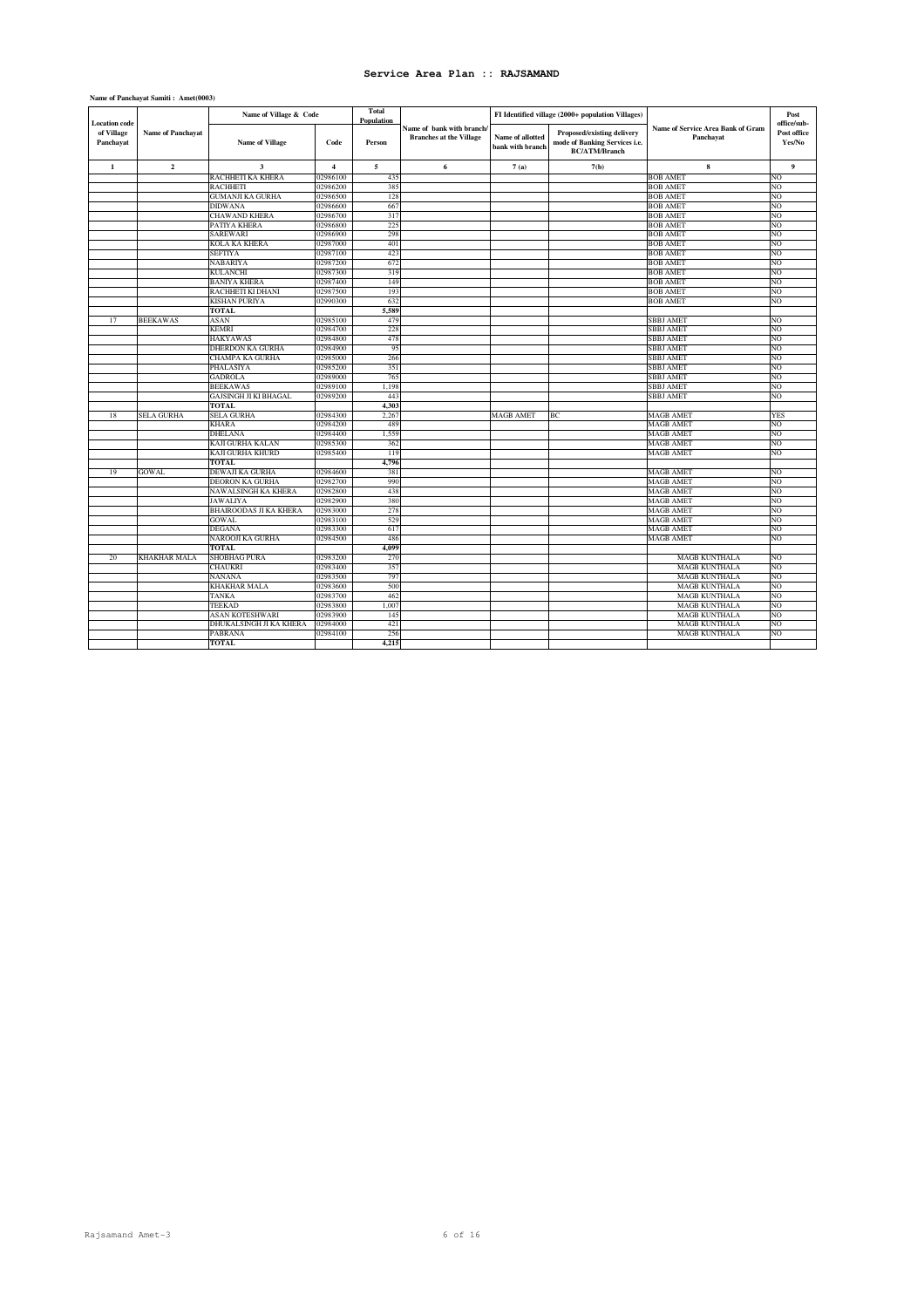# Service Area Plan :: RAJSAMAND

**Name of Panchayat Samiti : Amet(0003)**

| Location code of Village Panchayat | Name of Panchayat | Name of Village & Code | | Total Population | Name of bank with branch/ Branches at the Village | FI Identified village (2000+ population Villages) | | Name of Service Area Bank of Gram Panchayat | Post office/sub-Post office Yes/No |
|---|---|---|---|---|---|---|---|---|---|
| | | Name of Village | Code | Person | | Name of allotted bank with branch | Proposed/existing delivery mode of Banking Services i.e. BC/ATM/Branch | | |
| 1 | 2 | 3 | 4 | 5 | 6 | 7 (a) | 7(b) | 8 | 9 |
| | | RACHHETI KA KHERA | 02986100 | 435 | | | | BOB AMET | NO |
| | | RACHHETI | 02986200 | 385 | | | | BOB AMET | NO |
| | | GUMANJI KA GURHA | 02986500 | 128 | | | | BOB AMET | NO |
| | | DIDWANA | 02986600 | 667 | | | | BOB AMET | NO |
| | | CHAWAND KHERA | 02986700 | 317 | | | | BOB AMET | NO |
| | | PATIYA KHERA | 02986800 | 225 | | | | BOB AMET | NO |
| | | SAREWARI | 02986900 | 298 | | | | BOB AMET | NO |
| | | KOLA KA KHERA | 02987000 | 401 | | | | BOB AMET | NO |
| | | SEFTIYA | 02987100 | 423 | | | | BOB AMET | NO |
| | | NABARIYA | 02987200 | 672 | | | | BOB AMET | NO |
| | | KULANCHI | 02987300 | 319 | | | | BOB AMET | NO |
| | | BANIYA KHERA | 02987400 | 149 | | | | BOB AMET | NO |
| | | RACHHETI KI DHANI | 02987500 | 193 | | | | BOB AMET | NO |
| | | KISHAN PURIYA | 02990300 | 632 | | | | BOB AMET | NO |
| | | **TOTAL** | | **5,589** | | | | | |
| 17 | BEEKAWAS | ASAN | 02985100 | 479 | | | | SBBJ AMET | NO |
| | | KEMRI | 02984700 | 228 | | | | SBBJ AMET | NO |
| | | HAKYAWAS | 02984800 | 478 | | | | SBBJ AMET | NO |
| | | DHERDON KA GURHA | 02984900 | 95 | | | | SBBJ AMET | NO |
| | | CHAMPA KA GURHA | 02985000 | 266 | | | | SBBJ AMET | NO |
| | | PHALASIYA | 02985200 | 351 | | | | SBBJ AMET | NO |
| | | GADROLA | 02989000 | 765 | | | | SBBJ AMET | NO |
| | | BEEKAWAS | 02989100 | 1,198 | | | | SBBJ AMET | NO |
| | | GAJSINGH JI KI BHAGAL | 02989200 | 443 | | | | SBBJ AMET | NO |
| | | **TOTAL** | | **4,303** | | | | | |
| 18 | SELA GURHA | SELA GURHA | 02984300 | 2,267 | | MAGB AMET | BC | MAGB AMET | YES |
| | | KHARA | 02984200 | 489 | | | | MAGB AMET | NO |
| | | DHELANA | 02984400 | 1,559 | | | | MAGB AMET | NO |
| | | KAJI GURHA KALAN | 02985300 | 362 | | | | MAGB AMET | NO |
| | | KAJI GURHA KHURD | 02985400 | 119 | | | | MAGB AMET | NO |
| | | **TOTAL** | | **4,796** | | | | | |
| 19 | GOWAL | DEWAJI KA GURHA | 02984600 | 381 | | | | MAGB AMET | NO |
| | | DEORON KA GURHA | 02982700 | 990 | | | | MAGB AMET | NO |
| | | NAWALSINGH KA KHERA | 02982800 | 438 | | | | MAGB AMET | NO |
| | | JAWALIYA | 02982900 | 380 | | | | MAGB AMET | NO |
| | | BHAIROODAS JI KA KHERA | 02983000 | 278 | | | | MAGB AMET | NO |
| | | GOWAL | 02983100 | 529 | | | | MAGB AMET | NO |
| | | DEGANA | 02983300 | 617 | | | | MAGB AMET | NO |
| | | NAROOJI KA GURHA | 02984500 | 486 | | | | MAGB AMET | NO |
| | | **TOTAL** | | **4,099** | | | | | |
| 20 | KHAKHAR MALA | SHOBHAG PURA | 02983200 | 270 | | | | MAGB KUNTHALA | NO |
| | | CHAUKRI | 02983400 | 357 | | | | MAGB KUNTHALA | NO |
| | | NANANA | 02983500 | 797 | | | | MAGB KUNTHALA | NO |
| | | KHAKHAR MALA | 02983600 | 500 | | | | MAGB KUNTHALA | NO |
| | | TANKA | 02983700 | 462 | | | | MAGB KUNTHALA | NO |
| | | TEEKAD | 02983800 | 1,007 | | | | MAGB KUNTHALA | NO |
| | | ASAN KOTESHWARI | 02983900 | 145 | | | | MAGB KUNTHALA | NO |
| | | DHUKALSINGH JI KA KHERA | 02984000 | 421 | | | | MAGB KUNTHALA | NO |
| | | PABRANA | 02984100 | 256 | | | | MAGB KUNTHALA | NO |
| | | **TOTAL** | | **4,215** | | | | | |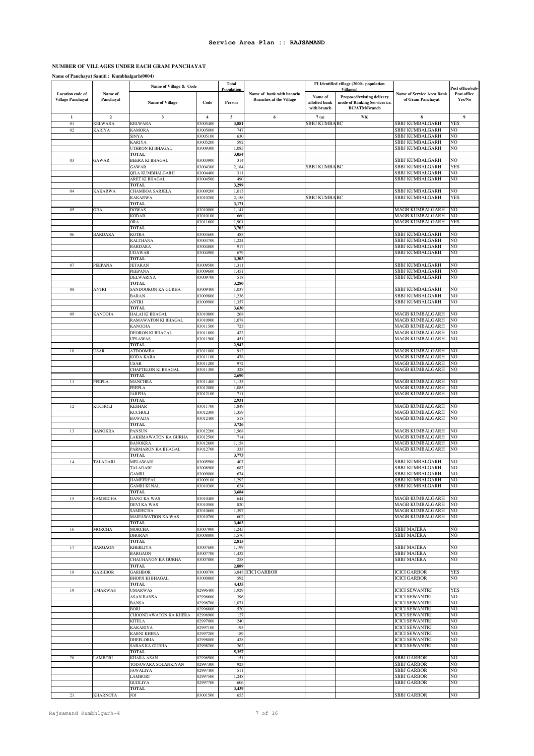## Service Area Plan :: RAJSAMAND

### NUMBER OF VILLAGES UNDER EACH GRAM PANCHAYAT

**Name of Panchayat Samiti : Kumbhalgarh(0004)**

| Location code of Village Panchayat | Name of Panchayat | Name of Village & Code | | Total Population | Name of bank with branch/ Branches at the Village | FI Identified village (2000+ population Villages) | | Name of Service Area Bank of Gram Panchayat | Post office/sub-Post office Yes/No |
|---|---|---|---|---|---|---|---|---|---|
| | | Name of Village | Code | Person | | Name of allotted bank with branch | Proposed/existing delivery mode of Banking Services i.e. BC/ATM/Branch | | |
| 1 | 2 | 3 | 4 | 5 | 6 | 7 (a) | 7(b) | 8 | 9 |
| 01 | KELWARA | KELWARA | 03005400 | 3,881 | | SBBJ KUMBALGARH | BC | SBBJ KUMBALGARH | YES |
| 02 | KARIYA | KAMORA | 03005000 | 747 | | | | SBBJ KUMBALGARH | NO |
| | | SINYA | 03005100 | 630 | | | | SBBJ KUMBALGARH | NO |
| | | KARIYA | 03005200 | 592 | | | | SBBJ KUMBALGARH | NO |
| | | UTHRON KI BHAGAL | 03009300 | 1,085 | | | | SBBJ KUMBALGARH | NO |
| | | TOTAL | | 3,054 | | | | | |
| 03 | GAWAR | BEERA KI BHAGAL | 03003900 | 314 | | | | SBBJ KUMBALGARH | NO |
| | | GAWAR | 03004300 | 2,184 | | SBBJ KUMBALGARH | BC | SBBJ KUMBALGARH | YES |
| | | QILA KUMBHALGARH | 03004400 | 311 | | | | SBBJ KUMBALGARH | NO |
| | | ARET KI BHAGAL | 03004500 | 490 | | | | SBBJ KUMBALGARH | NO |
| | | TOTAL | | 3,299 | | | | | |
| 04 | KAKARWA | CHAMBOA SARJELA | 03009200 | 1,013 | | | | SBBJ KUMBALGARH | NO |
| | | KAKARWA | 03010200 | 2,158 | | SBBJ KUMBALGARH | BC | SBBJ KUMBALGARH | YES |
| | | TOTAL | | 3,171 | | | | | |
| 05 | ORA | DOWAS | 03010000 | 1,141 | | | | MAGB KUMBALGARH | NO |
| | | KODAR | 03010100 | 660 | | | | MAGB KUMBALGARH | NO |
| | | ORA | 03011600 | 1,901 | | | | MAGB KUMBALGARH | YES |
| | | TOTAL | | 3,702 | | | | | |
| 06 | BARDARA | KOTRA | 03004600 | 483 | | | | SBBJ KUMBALGARH | NO |
| | | KALTHANA | 03004700 | 1,224 | | | | SBBJ KUMBALGARH | NO |
| | | BARDARA | 03004800 | 917 | | | | SBBJ KUMBALGARH | NO |
| | | UDAWAR | 03004900 | 679 | | | | SBBJ KUMBALGARH | NO |
| | | TOTAL | | 3,303 | | | | | |
| 07 | PEEPANA | JETARAN | 03009500 | 1,311 | | | | SBBJ KUMBALGARH | NO |
| | | PEEPANA | 03009600 | 1,451 | | | | SBBJ KUMBALGARH | NO |
| | | DELWARIYA | 03009700 | 518 | | | | SBBJ KUMBALGARH | NO |
| | | TOTAL | | 3,280 | | | | | |
| 08 | ANTRI | SANDOOKON KA GURHA | 03009400 | 1,037 | | | | SBBJ KUMBALGARH | NO |
| | | BARAN | 03009800 | 1,236 | | | | SBBJ KUMBALGARH | NO |
| | | ANTRI | 03009900 | 1,357 | | | | SBBJ KUMBALGARH | NO |
| | | TOTAL | | 3,630 | | | | | |
| 09 | KANOOJA | HALAI KI BHAGAL | 03010800 | 268 | | | | MAGB KUMBALGARH | NO |
| | | RAMAWATON KI BHAGAL | 03010900 | 1,078 | | | | MAGB KUMBALGARH | NO |
| | | KANOOJA | 03011500 | 723 | | | | MAGB KUMBALGARH | NO |
| | | DEORON KI BHAGAL | 03011800 | 422 | | | | MAGB KUMBALGARH | NO |
| | | UPLAWAS | 03011900 | 451 | | | | MAGB KUMBALGARH | NO |
| | | TOTAL | | 2,942 | | | | | |
| 10 | USAR | ATDOOMBA | 03011000 | 912 | | | | MAGB KUMBALGARH | NO |
| | | KODA KARA | 03011100 | 478 | | | | MAGB KUMBALGARH | NO |
| | | USAR | 03011200 | 972 | | | | MAGB KUMBALGARH | NO |
| | | CHAPTELON KI BHAGAL | 03011300 | 328 | | | | MAGB KUMBALGARH | NO |
| | | TOTAL | | 2,690 | | | | | |
| 11 | PEEPLA | MANCHRA | 03011400 | 1,135 | | | | MAGB KUMBALGARH | NO |
| | | PEEPLA | 03012000 | 1,085 | | | | MAGB KUMBALGARH | NO |
| | | JARPHA | 03012100 | 711 | | | | MAGB KUMBALGARH | NO |
| | | TOTAL | | 2,931 | | | | | |
| 12 | KUCHOLI | KESHAR | 03011700 | 1,849 | | | | MAGB KUMBALGARH | NO |
| | | KUCHOLI | 03012300 | 1,359 | | | | MAGB KUMBALGARH | NO |
| | | BAWADA | 03012400 | 518 | | | | MAGB KUMBALGARH | NO |
| | | TOTAL | | 3,726 | | | | | |
| 13 | BANOKRA | PANSUN | 03012200 | 1,568 | | | | MAGB KUMBALGARH | NO |
| | | LAKHMAWATON KA GURHA | 03012500 | 714 | | | | MAGB KUMBALGARH | NO |
| | | BANOKRA | 03012600 | 1,158 | | | | MAGB KUMBALGARH | NO |
| | | PARMARON KA BHAGAL | 03012700 | 333 | | | | MAGB KUMBALGARH | NO |
| | | TOTAL | | 3,773 | | | | | |
| 14 | TALADARI | MELAWARI | 03005500 | 407 | | | | SBBJ KUMBALGARH | NO |
| | | TALADARI | 03008900 | 687 | | | | SBBJ KUMBALGARH | NO |
| | | GAMRI | 03009000 | 674 | | | | SBBJ KUMBALGARH | NO |
| | | HAMEERPAL | 03009100 | 1,292 | | | | SBBJ KUMBALGARH | NO |
| | | GAMRI KI NAL | 03010300 | 624 | | | | SBBJ KUMBALGARH | NO |
| | | TOTAL | | 3,684 | | | | | |
| 15 | SAMEECHA | DANG KA WAS | 03010400 | 644 | | | | MAGB KUMBALGARH | NO |
| | | DEVI KA WAS | 03010500 | 820 | | | | MAGB KUMBALGARH | NO |
| | | SAMEECHA | 03010600 | 1,397 | | | | MAGB KUMBALGARH | NO |
| | | MAIFAWATION KA WAS | 03010700 | 602 | | | | MAGB KUMBALGARH | NO |
| | | TOTAL | | 3,463 | | | | | |
| 16 | MORCHA | MORCHA | 03007900 | 1,245 | | | | SBBJ MAJERA | NO |
| | | DHORAN | 03008800 | 1,570 | | | | SBBJ MAJERA | NO |
| | | TOTAL | | 2,815 | | | | | |
| 17 | BARGAON | KHERLIYA | 03007600 | 1,199 | | | | SBBJ MAJERA | NO |
| | | BARGAON | 03007700 | 1,432 | | | | SBBJ MAJERA | NO |
| | | CHAUHANON KA GURHA | 03007800 | 258 | | | | SBBJ MAJERA | NO |
| | | TOTAL | | 2,889 | | | | | |
| 18 | GARHBOR | GARHBOR | 03000700 | 3,843 | ICICI GARBOR | | | ICICI GARBOR | YES |
| | | BHOPJI KI BHAGAL | 03000800 | 592 | | | | ICICI GARBOR | NO |
| | | TOTAL | | 4,435 | | | | | |
| 19 | UMARWAS | UMARWAS | 02996400 | 1,929 | | | | ICICI SEWANTRI | YES |
| | | ASAN BANSA | 02996600 | 396 | | | | ICICI SEWANTRI | NO |
| | | BANSA | 02996700 | 1,071 | | | | ICICI SEWANTRI | NO |
| | | BORI | 02996800 | 520 | | | | ICICI SEWANTRI | NO |
| | | CHOONDAWATON KA KHERA | 02996900 | 127 | | | | ICICI SEWANTRI | NO |
| | | KITELA | 02997000 | 240 | | | | ICICI SEWANTRI | NO |
| | | KAKARIYA | 02997100 | 195 | | | | ICICI SEWANTRI | NO |
| | | KARNI KHERA | 02997200 | 189 | | | | ICICI SEWANTRI | NO |
| | | DHEELORIA | 02998000 | 428 | | | | ICICI SEWANTRI | NO |
| | | SARAS KA GURHA | 02998200 | 262 | | | | ICICI SEWANTRI | NO |
| | | TOTAL | | 5,357 | | | | | |
| 20 | LAMBORI | KHARA ASAN | 02996500 | 151 | | | | SBBJ GARBOR | NO |
| | | TODAWARA SOLANKIYAN | 02997300 | 923 | | | | SBBJ GARBOR | NO |
| | | JAWALIYA | 02997400 | 511 | | | | SBBJ GARBOR | NO |
| | | LAMBORI | 02997500 | 1,248 | | | | SBBJ GARBOR | NO |
| | | GUDLIYA | 02997700 | 606 | | | | SBBJ GARBOR | NO |
| | | TOTAL | | 3,439 | | | | | |
| 21 | KHARNOTA | JOJ | 03001500 | 655 | | | | SBBJ GARBOR | NO |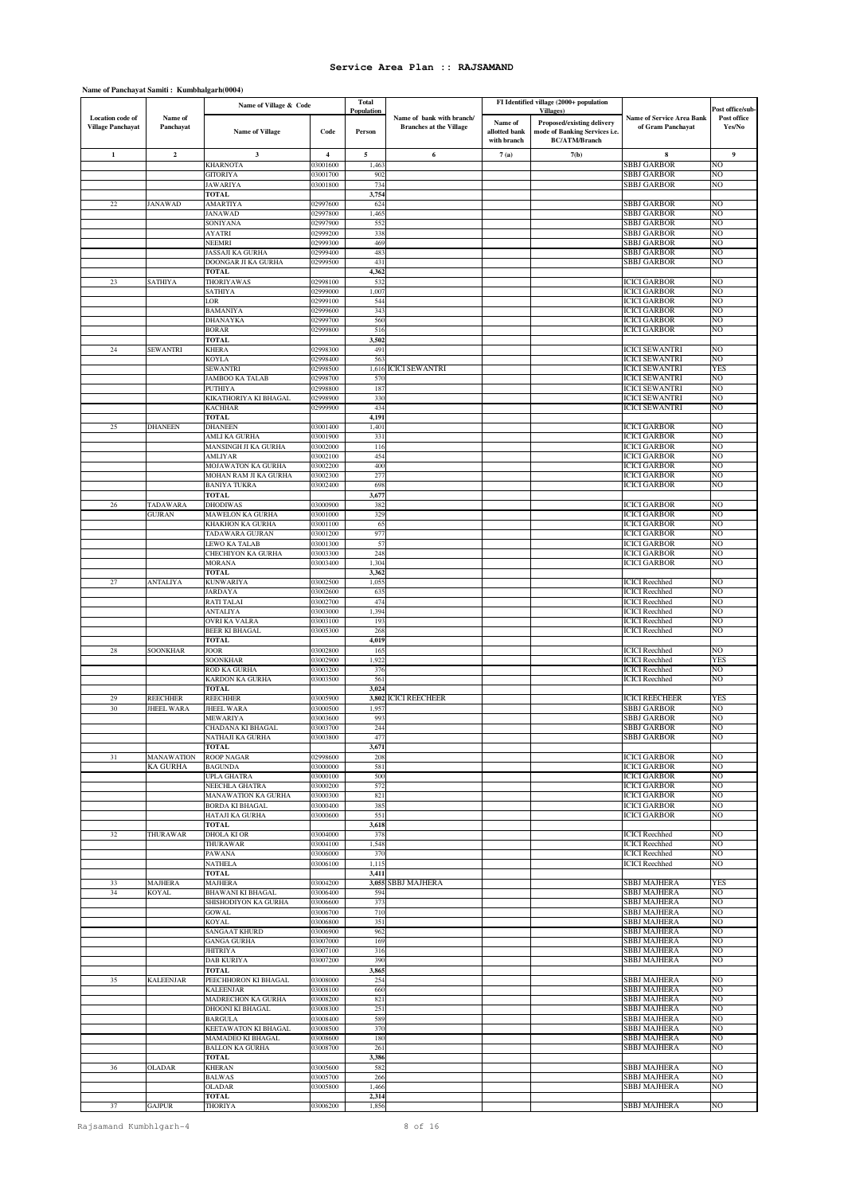# Service Area Plan :: RAJSAMAND

**Name of Panchayat Samiti : Kumbhalgarh(0004)**

| Location code of Village Panchayat | Name of Panchayat | Name of Village & Code | | Total Population | Name of bank with branch/ Branches at the Village | FI Identified village (2000+ population Villages) | | Name of Service Area Bank of Gram Panchayat | Post office/sub-Post office Yes/No |
|---|---|---|---|---|---|---|---|---|---|
| | | Name of Village | Code | Person | | Name of allotted bank with branch | Proposed/existing delivery mode of Banking Services i.e. BC/ATM/Branch | | |
| 1 | 2 | 3 | 4 | 5 | 6 | 7(a) | 7(b) | 8 | 9 |
| | | KHARNOTA | 03001600 | 1,463 | | | | SBBJ GARBOR | NO |
| | | GITORIYA | 03001700 | 902 | | | | SBBJ GARBOR | NO |
| | | JAWARIYA | 03001800 | 734 | | | | SBBJ GARBOR | NO |
| | | TOTAL | | 3,754 | | | | | |
| 22 | JANAWAD | AMARTIYA | 02997600 | 624 | | | | SBBJ GARBOR | NO |
| | | JANAWAD | 02997800 | 1,465 | | | | SBBJ GARBOR | NO |
| | | SONIYANA | 02997900 | 552 | | | | SBBJ GARBOR | NO |
| | | AYATRI | 02999200 | 338 | | | | SBBJ GARBOR | NO |
| | | NEEMRI | 02999300 | 469 | | | | SBBJ GARBOR | NO |
| | | JASSAJI KA GURHA | 02999400 | 483 | | | | SBBJ GARBOR | NO |
| | | DOONGAR JI KA GURHA | 02999500 | 431 | | | | SBBJ GARBOR | NO |
| | | TOTAL | | 4,362 | | | | | |
| 23 | SATHIYA | THORIYAWAS | 02998100 | 532 | | | | ICICI GARBOR | NO |
| | | SATHIYA | 02999000 | 1,007 | | | | ICICI GARBOR | NO |
| | | LOR | 02999100 | 544 | | | | ICICI GARBOR | NO |
| | | BAMANIYA | 02999600 | 343 | | | | ICICI GARBOR | NO |
| | | DHANAYKA | 02999700 | 560 | | | | ICICI GARBOR | NO |
| | | BORAR | 02999800 | 516 | | | | ICICI GARBOR | NO |
| | | TOTAL | | 3,502 | | | | | |
| 24 | SEWANTRI | KHERA | 02998300 | 491 | | | | ICICI SEWANTRI | NO |
| | | KOYLA | 02998400 | 563 | | | | ICICI SEWANTRI | NO |
| | | SEWANTRI | 02998500 | 1,616 | ICICI SEWANTRI | | | ICICI SEWANTRI | YES |
| | | JAMBOO KA TALAB | 02998700 | 570 | | | | ICICI SEWANTRI | NO |
| | | PUTHIYA | 02998800 | 187 | | | | ICICI SEWANTRI | NO |
| | | KIKATHORIYA KI BHAGAL | 02998900 | 330 | | | | ICICI SEWANTRI | NO |
| | | KACHHAR | 02999900 | 434 | | | | ICICI SEWANTRI | NO |
| | | TOTAL | | 4,191 | | | | | |
| 25 | DHANEEN | DHANEEN | 03001400 | 1,401 | | | | ICICI GARBOR | NO |
| | | AMLI KA GURHA | 03001900 | 331 | | | | ICICI GARBOR | NO |
| | | MANSINGH JI KA GURHA | 03002000 | 116 | | | | ICICI GARBOR | NO |
| | | AMLIYAR | 03002100 | 454 | | | | ICICI GARBOR | NO |
| | | MOJAWATON KA GURHA | 03002200 | 400 | | | | ICICI GARBOR | NO |
| | | MOHAN RAM JI KA GURHA | 03002300 | 277 | | | | ICICI GARBOR | NO |
| | | BANIYA TUKRA | 03002400 | 698 | | | | ICICI GARBOR | NO |
| | | TOTAL | | 3,677 | | | | | |
| 26 | TADAWARA GUJRAN | DHODIWAS | 03000900 | 382 | | | | ICICI GARBOR | NO |
| | | MAWELON KA GURHA | 03001000 | 329 | | | | ICICI GARBOR | NO |
| | | KHAKHON KA GURHA | 03001100 | 65 | | | | ICICI GARBOR | NO |
| | | TADAWARA GUJRAN | 03001200 | 977 | | | | ICICI GARBOR | NO |
| | | LEWO KA TALAB | 03001300 | 57 | | | | ICICI GARBOR | NO |
| | | CHECHIYON KA GURHA | 03003300 | 248 | | | | ICICI GARBOR | NO |
| | | MORANA | 03003400 | 1,304 | | | | ICICI GARBOR | NO |
| | | TOTAL | | 3,362 | | | | | |
| 27 | ANTALIYA | KUNWARIYA | 03002500 | 1,055 | | | | ICICI Reechhed | NO |
| | | JARDAYA | 03002600 | 635 | | | | ICICI Reechhed | NO |
| | | RATI TALAI | 03002700 | 474 | | | | ICICI Reechhed | NO |
| | | ANTALIYA | 03003000 | 1,394 | | | | ICICI Reechhed | NO |
| | | OVRI KA VALRA | 03003100 | 193 | | | | ICICI Reechhed | NO |
| | | BEER KI BHAGAL | 03005300 | 268 | | | | ICICI Reechhed | NO |
| | | TOTAL | | 4,019 | | | | | |
| 28 | SOONKHAR | JOOR | 03002800 | 165 | | | | ICICI Reechhed | NO |
| | | SOONKHAR | 03002900 | 1,922 | | | | ICICI Reechhed | YES |
| | | ROD KA GURHA | 03003200 | 376 | | | | ICICI Reechhed | NO |
| | | KARDON KA GURHA | 03003500 | 561 | | | | ICICI Reechhed | NO |
| | | TOTAL | | 3,024 | | | | | |
| 29 | REECHHER | REECHHER | 03005900 | 3,802 | ICICI REECHEER | | | ICICI REECHEER | YES |
| 30 | JHEEL WARA | JHEEL WARA | 03000500 | 1,957 | | | | SBBJ GARBOR | NO |
| | | MEWARIYA | 03003600 | 993 | | | | SBBJ GARBOR | NO |
| | | CHADANA KI BHAGAL | 03003700 | 244 | | | | SBBJ GARBOR | NO |
| | | NATHAJI KA GURHA | 03003800 | 477 | | | | SBBJ GARBOR | NO |
| | | TOTAL | | 3,671 | | | | | |
| 31 | MANAWATION KA GURHA | ROOP NAGAR | 02998600 | 208 | | | | ICICI GARBOR | NO |
| | | BAGUNDA | 03000000 | 581 | | | | ICICI GARBOR | NO |
| | | UPLA GHATRA | 03000100 | 500 | | | | ICICI GARBOR | NO |
| | | NEECHLA GHATRA | 03000200 | 572 | | | | ICICI GARBOR | NO |
| | | MANAWATION KA GURHA | 03000300 | 821 | | | | ICICI GARBOR | NO |
| | | BORDA KI BHAGAL | 03000400 | 385 | | | | ICICI GARBOR | NO |
| | | HATAJI KA GURHA | 03000600 | 551 | | | | ICICI GARBOR | NO |
| | | TOTAL | | 3,618 | | | | | |
| 32 | THURAWAR | DHOLA KI OR | 03004000 | 378 | | | | ICICI Reechhed | NO |
| | | THURAWAR | 03004100 | 1,548 | | | | ICICI Reechhed | NO |
| | | PAWANA | 03006000 | 370 | | | | ICICI Reechhed | NO |
| | | NATHELA | 03006100 | 1,115 | | | | ICICI Reechhed | NO |
| | | TOTAL | | 3,411 | | | | | |
| 33 | MAJHERA | MAJHERA | 03004200 | 3,055 | SBBJ MAJHERA | | | SBBJ MAJHERA | YES |
| 34 | KOYAL | BHAWANI KI BHAGAL | 03006400 | 594 | | | | SBBJ MAJHERA | NO |
| | | SHISHODIYON KA GURHA | 03006600 | 373 | | | | SBBJ MAJHERA | NO |
| | | GOWAL | 03006700 | 710 | | | | SBBJ MAJHERA | NO |
| | | KOYAL | 03006800 | 351 | | | | SBBJ MAJHERA | NO |
| | | SANGAAT KHURD | 03006900 | 962 | | | | SBBJ MAJHERA | NO |
| | | GANGA GURHA | 03007000 | 169 | | | | SBBJ MAJHERA | NO |
| | | JHITRIYA | 03007100 | 316 | | | | SBBJ MAJHERA | NO |
| | | DAB KURIYA | 03007200 | 390 | | | | SBBJ MAJHERA | NO |
| | | TOTAL | | 3,865 | | | | | |
| 35 | KALEENJAR | PEECHHORON KI BHAGAL | 03008000 | 254 | | | | SBBJ MAJHERA | NO |
| | | KALEENJAR | 03008100 | 660 | | | | SBBJ MAJHERA | NO |
| | | MADRECHON KA GURHA | 03008200 | 821 | | | | SBBJ MAJHERA | NO |
| | | DHOONI KI BHAGAL | 03008300 | 251 | | | | SBBJ MAJHERA | NO |
| | | BARGULA | 03008400 | 589 | | | | SBBJ MAJHERA | NO |
| | | KEETAWATON KI BHAGAL | 03008500 | 370 | | | | SBBJ MAJHERA | NO |
| | | MAMADEO KI BHAGAL | 03008600 | 180 | | | | SBBJ MAJHERA | NO |
| | | BALLON KA GURHA | 03008700 | 261 | | | | SBBJ MAJHERA | NO |
| | | TOTAL | | 3,386 | | | | | |
| 36 | OLADAR | KHERAN | 03005600 | 582 | | | | SBBJ MAJHERA | NO |
| | | BALWAS | 03005700 | 266 | | | | SBBJ MAJHERA | NO |
| | | OLADAR | 03005800 | 1,466 | | | | SBBJ MAJHERA | NO |
| | | TOTAL | | 2,314 | | | | | |
| 37 | GAJPUR | THORIYA | 03006200 | 1,856 | | | | SBBJ MAJHERA | NO |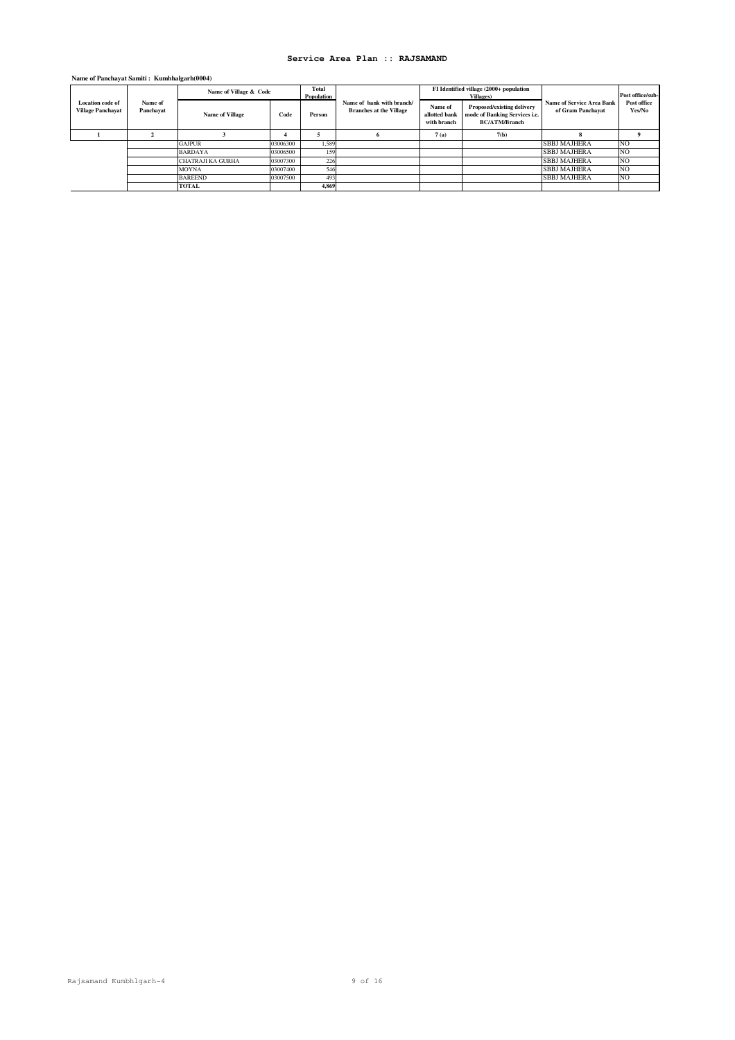# Service Area Plan :: RAJSAMAND

**Name of Panchayat Samiti : Kumbhalgarh(0004)**

| Location code of Village Panchayat | Name of Panchayat | Name of Village & Code | | Total Population | Name of bank with branch/ Branches at the Village | FI Identified village (2000+ population Villages) | | Name of Service Area Bank of Gram Panchayat | Post office/sub-Post office Yes/No |
|---|---|---|---|---|---|---|---|---|---|
| | | Name of Village | Code | Person | | Name of allotted bank with branch | Proposed/existing delivery mode of Banking Services i.e. BC/ATM/Branch | | |
| 1 | 2 | 3 | 4 | 5 | 6 | 7 (a) | 7(b) | 8 | 9 |
| | | GAJPUR | 03006300 | 1,589 | | | | SBBJ MAJHERA | NO |
| | | BARDAYA | 03006500 | 159 | | | | SBBJ MAJHERA | NO |
| | | CHATRAJI KA GURHA | 03007300 | 226 | | | | SBBJ MAJHERA | NO |
| | | MOYNA | 03007400 | 546 | | | | SBBJ MAJHERA | NO |
| | | BAREEND | 03007500 | 493 | | | | SBBJ MAJHERA | NO |
| | | TOTAL | | 4,869 | | | | | |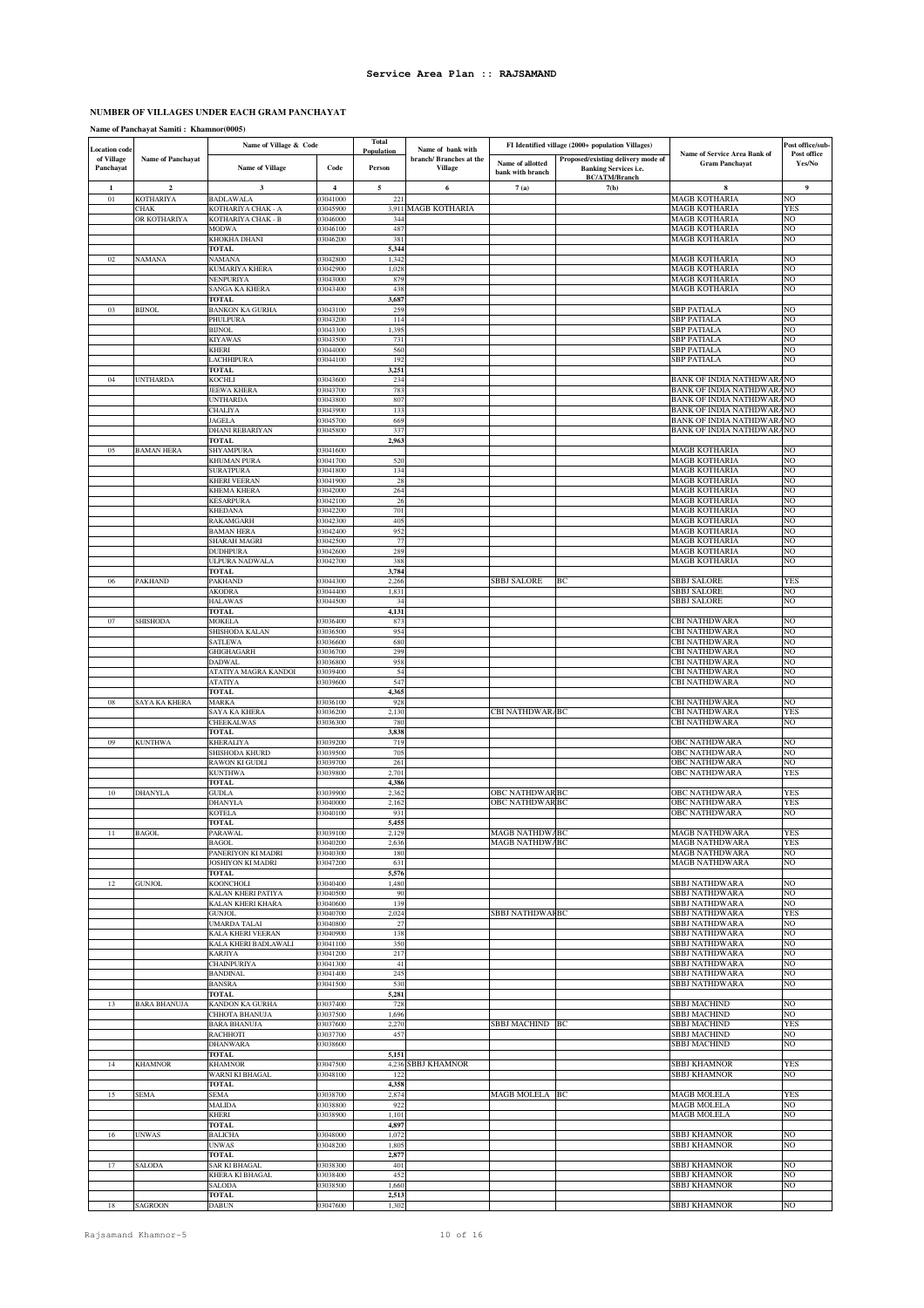# Service Area Plan :: RAJSAMAND

## NUMBER OF VILLAGES UNDER EACH GRAM PANCHAYAT

**Name of Panchayat Samiti : Khamnor(0005)**

| Location code of Village Panchayat | Name of Panchayat | Name of Village & Code | | Total Population | Name of bank with branch/ Branches at the Village | FI Identified village (2000+ population Villages) | | Name of Service Area Bank of Gram Panchayat | Post office/sub-Post office Yes/No |
|---|---|---|---|---|---|---|---|---|---|
| | | Name of Village | Code | Person | | Name of allotted bank with branch | Proposed/existing delivery mode of Banking Services i.e. BC/ATM/Branch | | |
| 1 | 2 | 3 | 4 | 5 | 6 | 7 (a) | 7(b) | 8 | 9 |
| 01 | KOTHARIYA CHAK OR KOTHARIYA | BADLAWALA | 03041000 | 221 | | | | MAGB KOTHARIA | NO |
| | | KOTHARIYA CHAK - A | 03045900 | 3,911 | MAGB KOTHARIA | | | MAGB KOTHARIA | YES |
| | | KOTHARIYA CHAK - B | 03046000 | 344 | | | | MAGB KOTHARIA | NO |
| | | MODWA | 03046100 | 487 | | | | MAGB KOTHARIA | NO |
| | | KHOKHA DHANI | 03046200 | 381 | | | | MAGB KOTHARIA | NO |
| | | TOTAL | | 5,344 | | | | | |
| 02 | NAMANA | NAMANA | 03042800 | 1,342 | | | | MAGB KOTHARIA | NO |
| | | KUMARIYA KHERA | 03042900 | 1,028 | | | | MAGB KOTHARIA | NO |
| | | NENPURIYA | 03043000 | 879 | | | | MAGB KOTHARIA | NO |
| | | SANGA KA KHERA | 03043400 | 438 | | | | MAGB KOTHARIA | NO |
| | | TOTAL | | 3,687 | | | | | |
| 03 | BIJNOL | BANKON KA GURHA | 03043100 | 259 | | | | SBP PATIALA | NO |
| | | PHULPURA | 03043200 | 114 | | | | SBP PATIALA | NO |
| | | BIJNOL | 03043300 | 1,395 | | | | SBP PATIALA | NO |
| | | KIYAWAS | 03043500 | 731 | | | | SBP PATIALA | NO |
| | | KHERI | 03044000 | 560 | | | | SBP PATIALA | NO |
| | | LACHHIPURA | 03044100 | 192 | | | | SBP PATIALA | NO |
| | | TOTAL | | 3,251 | | | | | |
| 04 | UNTHARDA | KOCHLI | 03043600 | 234 | | | | BANK OF INDIA NATHDWARA | NO |
| | | JEEWA KHERA | 03043700 | 783 | | | | BANK OF INDIA NATHDWARA | NO |
| | | UNTHARDA | 03043800 | 807 | | | | BANK OF INDIA NATHDWARA | NO |
| | | CHALIYA | 03043900 | 133 | | | | BANK OF INDIA NATHDWARA | NO |
| | | JAGELA | 03045700 | 669 | | | | BANK OF INDIA NATHDWARA | NO |
| | | DHANI REBARIYAN | 03045800 | 337 | | | | BANK OF INDIA NATHDWARA | NO |
| | | TOTAL | | 2,963 | | | | | |
| 05 | BAMAN HERA | SHYAMPURA | 03041600 | | | | | MAGB KOTHARIA | NO |
| | | KHUMAN PURA | 03041700 | 520 | | | | MAGB KOTHARIA | NO |
| | | SURATPURA | 03041800 | 134 | | | | MAGB KOTHARIA | NO |
| | | KHERI VEERAN | 03041900 | 28 | | | | MAGB KOTHARIA | NO |
| | | KHEMA KHERA | 03042000 | 264 | | | | MAGB KOTHARIA | NO |
| | | KESARPURA | 03042100 | 26 | | | | MAGB KOTHARIA | NO |
| | | KHEDANA | 03042200 | 701 | | | | MAGB KOTHARIA | NO |
| | | RAKAMGARH | 03042300 | 405 | | | | MAGB KOTHARIA | NO |
| | | BAMAN HERA | 03042400 | 952 | | | | MAGB KOTHARIA | NO |
| | | SHARAH MAGRI | 03042500 | 77 | | | | MAGB KOTHARIA | NO |
| | | DUDHPURA | 03042600 | 289 | | | | MAGB KOTHARIA | NO |
| | | ULPURA NADWALA | 03042700 | 388 | | | | MAGB KOTHARIA | NO |
| | | TOTAL | | 3,784 | | | | | |
| 06 | PAKHAND | PAKHAND | 03044300 | 2,266 | | SBBJ SALORE | BC | SBBJ SALORE | YES |
| | | AKODRA | 03044400 | 1,831 | | | | SBBJ SALORE | NO |
| | | HALAWAS | 03044500 | 34 | | | | SBBJ SALORE | NO |
| | | TOTAL | | 4,131 | | | | | |
| 07 | SHISHODA | MOKELA | 03036400 | 873 | | | | CBI NATHDWARA | NO |
| | | SHISHODA KALAN | 03036500 | 954 | | | | CBI NATHDWARA | NO |
| | | SATLEWA | 03036600 | 680 | | | | CBI NATHDWARA | NO |
| | | GHIGHAGARH | 03036700 | 299 | | | | CBI NATHDWARA | NO |
| | | DADWAL | 03036800 | 958 | | | | CBI NATHDWARA | NO |
| | | ATATIYA MAGRA KANDOI | 03039400 | 54 | | | | CBI NATHDWARA | NO |
| | | ATATIYA | 03039600 | 547 | | | | CBI NATHDWARA | NO |
| | | TOTAL | | 4,365 | | | | | |
| 08 | SAYA KA KHERA | MARKA | 03036100 | 928 | | | | CBI NATHDWARA | NO |
| | | SAYA KA KHERA | 03036200 | 2,130 | | CBI NATHDWARA | BC | CBI NATHDWARA | YES |
| | | CHEEKALWAS | 03036300 | 780 | | | | CBI NATHDWARA | NO |
| | | TOTAL | | 3,838 | | | | | |
| 09 | KUNTHWA | KHERALIYA | 03039200 | 719 | | | | OBC NATHDWARA | NO |
| | | SHISHODA KHURD | 03039500 | 705 | | | | OBC NATHDWARA | NO |
| | | RAWON KI GUDLI | 03039700 | 261 | | | | OBC NATHDWARA | NO |
| | | KUNTHWA | 03039800 | 2,701 | | | | OBC NATHDWARA | YES |
| | | TOTAL | | 4,386 | | | | | |
| 10 | DHANYLA | GUDLA | 03039900 | 2,362 | | OBC NATHDWARA | BC | OBC NATHDWARA | YES |
| | | DHANYLA | 03040000 | 2,162 | | OBC NATHDWARA | BC | OBC NATHDWARA | YES |
| | | KOTELA | 03040100 | 931 | | | | OBC NATHDWARA | NO |
| | | TOTAL | | 5,455 | | | | | |
| 11 | BAGOL | PARAWAL | 03039100 | 2,129 | | MAGB NATHDWA | BC | MAGB NATHDWARA | YES |
| | | BAGOL | 03040200 | 2,636 | | MAGB NATHDWA | BC | MAGB NATHDWARA | YES |
| | | PANERIYON KI MADRI | 03040300 | 180 | | | | MAGB NATHDWARA | NO |
| | | JOSHIYON KI MADRI | 03047200 | 631 | | | | MAGB NATHDWARA | NO |
| | | TOTAL | | 5,576 | | | | | |
| 12 | GUNJOL | KOONCHOLI | 03040400 | 1,480 | | | | SBBJ NATHDWARA | NO |
| | | KALAN KHERI PATIYA | 03040500 | 90 | | | | SBBJ NATHDWARA | NO |
| | | KALAN KHERI KHARA | 03040600 | 139 | | | | SBBJ NATHDWARA | NO |
| | | GUNJOL | 03040700 | 2,024 | | SBBJ NATHDWARA | BC | SBBJ NATHDWARA | YES |
| | | UMARDA TALAI | 03040800 | 27 | | | | SBBJ NATHDWARA | NO |
| | | KALA KHERI VEERAN | 03040900 | 138 | | | | SBBJ NATHDWARA | NO |
| | | KALA KHERI BADLAWALI | 03041100 | 350 | | | | SBBJ NATHDWARA | NO |
| | | KARJIYA | 03041200 | 217 | | | | SBBJ NATHDWARA | NO |
| | | CHAINPURIYA | 03041300 | 41 | | | | SBBJ NATHDWARA | NO |
| | | BANDINAL | 03041400 | 245 | | | | SBBJ NATHDWARA | NO |
| | | BANSRA | 03041500 | 530 | | | | SBBJ NATHDWARA | NO |
| | | TOTAL | | 5,281 | | | | | |
| 13 | BARA BHANUJA | KANDON KA GURHA | 03037400 | 728 | | | | SBBJ MACHIND | NO |
| | | CHHOTA BHANUJA | 03037500 | 1,696 | | | | SBBJ MACHIND | NO |
| | | BARA BHANUJA | 03037600 | 2,270 | | SBBJ MACHIND | BC | SBBJ MACHIND | YES |
| | | RACHHOTI | 03037700 | 457 | | | | SBBJ MACHIND | NO |
| | | DHANWARA | 03038600 | | | | | SBBJ MACHIND | NO |
| | | TOTAL | | 5,151 | | | | | |
| 14 | KHAMNOR | KHAMNOR | 03047500 | 4,236 | SBBJ KHAMNOR | | | SBBJ KHAMNOR | YES |
| | | WARNI KI BHAGAL | 03048100 | 122 | | | | SBBJ KHAMNOR | NO |
| | | TOTAL | | 4,358 | | | | | |
| 15 | SEMA | SEMA | 03038700 | 2,874 | | MAGB MOLELA | BC | MAGB MOLELA | YES |
| | | MALIDA | 03038800 | 922 | | | | MAGB MOLELA | NO |
| | | KHERI | 03038900 | 1,101 | | | | MAGB MOLELA | NO |
| | | TOTAL | | 4,897 | | | | | |
| 16 | UNWAS | BALICHA | 03048000 | 1,072 | | | | SBBJ KHAMNOR | NO |
| | | UNWAS | 03048200 | 1,805 | | | | SBBJ KHAMNOR | NO |
| | | TOTAL | | 2,877 | | | | | |
| 17 | SALODA | SAR KI BHAGAL | 03038300 | 401 | | | | SBBJ KHAMNOR | NO |
| | | KHERA KI BHAGAL | 03038400 | 452 | | | | SBBJ KHAMNOR | NO |
| | | SALODA | 03038500 | 1,660 | | | | SBBJ KHAMNOR | NO |
| | | TOTAL | | 2,513 | | | | | |
| 18 | SAGROON | DABUN | 03047600 | 1,302 | | | | SBBJ KHAMNOR | NO |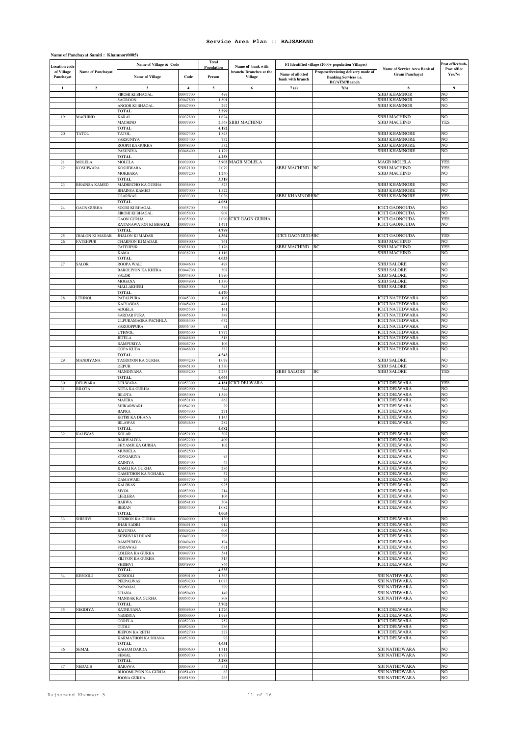# Service Area Plan :: RAJSAMAND

**Name of Panchayat Samiti : Khamnor(0005)**

| Location code of Village Panchayat | Name of Panchayat | Name of Village & Code | | Total Population | Name of bank with branch/ Branches at the Village | FI Identified village (2000+ population Villages) | | Name of Service Area Bank of Gram Panchayat | Post office/sub-Post office Yes/No |
|---|---|---|---|---|---|---|---|---|---|
| | | Name of Village | Code | Person | | Name of allotted bank with branch | Proposed/existing delivery mode of Banking Services i.e. BC/ATM/Branch | | |
| 1 | 2 | 3 | 4 | 5 | 6 | 7 (a) | 7(b) | 8 | 9 |
| | | SIROHI KI BHAGAL | 03047700 | 499 | | | | SBBJ KHAMNOR | NO |
| | | SAGROON | 03047800 | 1,501 | | | | SBBJ KHAMNOR | NO |
| | | ANGOR KI BHAGAL | 03047900 | 297 | | | | SBBJ KHAMNOR | NO |
| | | TOTAL | | 3,599 | | | | | |
| 19 | MACHIND | KARAI | 03037800 | 1,624 | | | | SBBJ MACHIND | NO |
| | | MACHIND | 03037900 | 2,568 | SBBJ MACHIND | | | SBBJ MACHIND | YES |
| | | TOTAL | | 4,192 | | | | | |
| 20 | TATOL | TATOL | 03047300 | 1,845 | | | | SBBJ KHAMNORE | NO |
| | | SARSUNIYA | 03047400 | 752 | | | | SBBJ KHAMNORE | NO |
| | | ROOPJI KA GURHA | 03048300 | 532 | | | | SBBJ KHAMNORE | NO |
| | | PASUNIYA | 03048400 | 1,129 | | | | SBBJ KHAMNORE | NO |
| | | TOTAL | | 4,258 | | | | | |
| 21 | MOLELA | MOLELA | 03039000 | 3,903 | MAGB MOLELA | | | MAGB MOLELA | YES |
| 22 | KOSHIWARA | KOSHIWARA | 03037100 | 2,079 | | SBBJ MACHIND | BC | SBBJ MACHIND | YES |
| | | MOKHARA | 03037200 | 1,240 | | | | SBBJ MACHIND | NO |
| | | TOTAL | | 3,319 | | | | | |
| 23 | BHAINSA KAMED | MADRECHO KA GURHA | 03036900 | 523 | | | | SBBJ KHAMNORE | NO |
| | | BHAINSA KAMED | 03037000 | 1,522 | | | | SBBJ KHAMNORE | NO |
| | | USARWAS | 03039300 | 2,036 | | SBBJ KHAMNORE | BC | SBBJ KHAMNORE | YES |
| | | TOTAL | | 4,081 | | | | | |
| 24 | GAON GURHA | SOGRI KI BHAGAL | 03035700 | 330 | | | | ICICI GAONGUDA | NO |
| | | SIROHI KI BHAGAL | 03035800 | 908 | | | | ICICI GAONGUDA | NO |
| | | GAON GURHA | 03035900 | 2,090 | ICICI GAON GURHA | | | ICICI GAONGUDA | YES |
| | | RATANAWATON KI BHAGAL | 03037300 | 1,471 | | | | ICICI GAONGUDA | NO |
| | | TOTAL | | 4,799 | | | | | |
| 25 | JHALON KI MADAR | JHALON KI MADAR | 03036000 | 4,364 | | ICICI GAONGUDA | BC | ICICI GAONGUDA | YES |
| 26 | FATEHPUR | CHARNON KI MADAR | 03038000 | 761 | | | | SBBJ MACHIND | NO |
| | | FATEHPUR | 03038100 | 2,176 | | SBBJ MACHIND | BC | SBBJ MACHIND | YES |
| | | KAMA | 03038200 | 1,116 | | | | SBBJ MACHIND | NO |
| | | TOTAL | | 4,053 | | | | | |
| 27 | SALOR | ROOPA WALI | 03044600 | 498 | | | | SBBJ SALORE | NO |
| | | BAROLIYON KA KHERA | 03044700 | 307 | | | | SBBJ SALORE | NO |
| | | SALOR | 03044800 | 1,990 | | | | SBBJ SALORE | NO |
| | | MOGANA | 03044900 | 1,330 | | | | SBBJ SALORE | NO |
| | | MALLAKHERI | 03045000 | 345 | | | | SBBJ SALORE | NO |
| | | TOTAL | | 4,470 | | | | | |
| 28 | UTHNOL | PATALPURA | 03045300 | 106 | | | | ICICI NATHDWARA | NO |
| | | KAJYAWAS | 03045400 | 441 | | | | ICICI NATHDWARA | NO |
| | | ADGELA | 03045500 | 141 | | | | ICICI NATHDWARA | NO |
| | | SARDAR PURA | 03045600 | 348 | | | | ICICI NATHDWARA | NO |
| | | ULPURAMAGRA PACHHLA | 03046300 | 632 | | | | ICICI NATHDWARA | NO |
| | | SAROOPPURA | 03046400 | 91 | | | | ICICI NATHDWARA | NO |
| | | UTHNOL | 03046500 | 1,777 | | | | ICICI NATHDWARA | NO |
| | | JETELA | 03046600 | 518 | | | | ICICI NATHDWARA | NO |
| | | RAMPURIYA | 03046700 | 106 | | | | ICICI NATHDWARA | NO |
| | | GOPA KUDA | 03046800 | 383 | | | | ICICI NATHDWARA | NO |
| | | TOTAL | | 4,543 | | | | | |
| 29 | MANDIYANA | TAGDIYON KA GURHA | 03044200 | 1,079 | | | | SBBJ SALORE | NO |
| | | DEPUR | 03045100 | 1,330 | | | | SBBJ SALORE | NO |
| | | MANDIYANA | 03045200 | 2,255 | | SBBJ SALORE | BC | SBBJ SALORE | YES |
| | | TOTAL | | 4,664 | | | | | |
| 30 | DELWARA | DELWARA | 03053300 | 4,181 | ICICI DELWARA | | | ICICI DELWARA | YES |
| 31 | BILOTA | NETA KA GURHA | 03052900 | 544 | | | | ICICI DELWARA | NO |
| | | BILOTA | 03053000 | 1,549 | | | | ICICI DELWARA | NO |
| | | MAJERA | 03053100 | 862 | | | | ICICI DELWARA | NO |
| | | SHIKARWARI | 03054200 | 29 | | | | ICICI DELWARA | NO |
| | | BAPRA | 03054300 | 271 | | | | ICICI DELWARA | NO |
| | | KOTRI KA DHANA | 03054400 | 1,145 | | | | ICICI DELWARA | NO |
| | | BILAWAS | 03054600 | 282 | | | | ICICI DELWARA | NO |
| | | TOTAL | | 4,682 | | | | | |
| 32 | KALIWAS | KOLAR | 03052100 | 307 | | | | ICICI DELWARA | NO |
| | | BARWALIYA | 03052200 | 409 | | | | ICICI DELWARA | NO |
| | | SHYAMJI KA GURHA | 03052400 | 102 | | | | ICICI DELWARA | NO |
| | | MUNJELA | 03052500 | | | | | ICICI DELWARA | NO |
| | | SONGARIYA | 03053200 | 95 | | | | ICICI DELWARA | NO |
| | | RAINIYA | 03053400 | 45 | | | | ICICI DELWARA | NO |
| | | KAMLI KA GURHA | 03053500 | 286 | | | | ICICI DELWARA | NO |
| | | GAMETHON KA NOHARA | 03053600 | 52 | | | | ICICI DELWARA | NO |
| | | DAMAWARI | 03053700 | 76 | | | | ICICI DELWARA | NO |
| | | KALIWAS | 03053800 | 925 | | | | ICICI DELWARA | NO |
| | | SIYOL | 03053900 | 214 | | | | ICICI DELWARA | NO |
| | | LEELERA | 03054000 | 106 | | | | ICICI DELWARA | NO |
| | | BARWA | 03054100 | 304 | | | | ICICI DELWARA | NO |
| | | BERAN | 03054500 | 1,082 | | | | ICICI DELWARA | NO |
| | | TOTAL | | 4,003 | | | | | |
| 33 | SHISHVI | DEORON KA GURHA | 03049000 | 130 | | | | ICICI DELWARA | NO |
| | | JHAR SADRI | 03049100 | 914 | | | | ICICI DELWARA | NO |
| | | BAJUNDA | 03049200 | 606 | | | | ICICI DELWARA | NO |
| | | SHISHVI KI DHANI | 03049300 | 298 | | | | ICICI DELWARA | NO |
| | | RAMPURIYA | 03049400 | 194 | | | | ICICI DELWARA | NO |
| | | SODAWAS | 03049500 | 691 | | | | ICICI DELWARA | NO |
| | | LOLERA KA GURHA | 03049700 | 541 | | | | ICICI DELWARA | NO |
| | | SILIYON KA GURHA | 03049800 | 315 | | | | ICICI DELWARA | NO |
| | | SHISHVI | 03049900 | 846 | | | | ICICI DELWARA | NO |
| | | TOTAL | | 4,535 | | | | | |
| 34 | KESOOLI | KESOOLI | 03050100 | 1,363 | | | | SBI NATHWARA | NO |
| | | PEEPALWAS | 03050200 | 1,083 | | | | SBI NATHWARA | NO |
| | | PAPAMAL | 03050300 | 299 | | | | SBI NATHWARA | NO |
| | | DHANA | 03050400 | 149 | | | | SBI NATHWARA | NO |
| | | MANDAK KA GURHA | 03050500 | 808 | | | | SBI NATHWARA | NO |
| | | TOTAL | | 3,702 | | | | | |
| 35 | NEGDIYA | RATHUJANA | 03049600 | 1,276 | | | | ICICI DELWARA | NO |
| | | NEGDIYA | 03050000 | 1,993 | | | | ICICI DELWARA | NO |
| | | GORELA | 03052300 | 757 | | | | ICICI DELWARA | NO |
| | | GUDLI | 03052600 | 286 | | | | ICICI DELWARA | NO |
| | | JEEPON KA RETH | 03052700 | 227 | | | | ICICI DELWARA | NO |
| | | KARMATHON KA DHANA | 03052800 | 92 | | | | ICICI DELWARA | NO |
| | | TOTAL | | 4,631 | | | | | |
| 36 | SEMAL | KAGAM DARDA | 03050600 | 1,311 | | | | SBI NATHDWARA | NO |
| | | SEMAL | 03050700 | 1,977 | | | | SBI NATHDWARA | NO |
| | | TOTAL | | 3,288 | | | | | |
| 37 | NEDACH | BARAWA | 03050800 | 541 | | | | SBI NATHDWARA | NO |
| | | BHOOMLIYON KA GURHA | 03051400 | 63 | | | | SBI NATHDWARA | NO |
| | | JOONA GURHA | 03051500 | 263 | | | | SBI NATHDWARA | NO |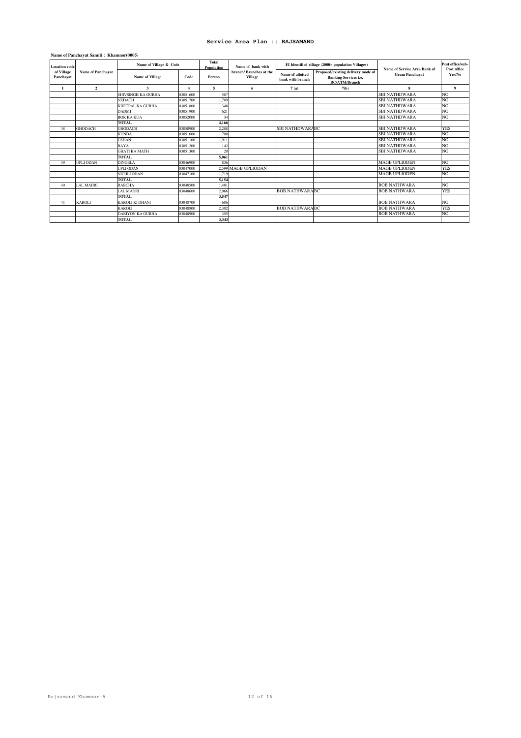# Service Area Plan :: RAJSAMAND

**Name of Panchayat Samiti : Khamnor(0005)**

| Location code of Village Panchayat | Name of Panchayat | Name of Village & Code | | Total Population | Name of bank with branch/ Branches at the Village | FI Identified village (2000+ population Villages) | | Name of Service Area Bank of Gram Panchayat | Post office/sub-Post office Yes/No |
|---|---|---|---|---|---|---|---|---|---|
| | | Name of Village | Code | Person | | Name of allotted bank with branch | Proposed/existing delivery mode of Banking Services i.e. BC/ATM/Branch | | |
| 1 | 2 | 3 | 4 | 5 | 6 | 7 (a) | 7(b) | 8 | 9 |
| | | SHIVSINGH KA GURHA | 03051600 | 587 | | | | SBI NATHDWARA | NO |
| | | NEDACH | 03051700 | 1,709 | | | | SBI NATHDWARA | NO |
| | | KHETPAL KA GURHA | 03051800 | 348 | | | | SBI NATHDWARA | NO |
| | | DADMI | 03051900 | 621 | | | | SBI NATHDWARA | NO |
| | | BOR KA KUA | 03052000 | 34 | | | | SBI NATHDWARA | NO |
| | | TOTAL | | 4,166 | | | | | |
| 38 | GHODACH | GHODACH | 03050900 | 2,288 | | SBI NATHDWARA | BC | SBI NATHDWARA | YES |
| | | KUNDA | 03051000 | 700 | | | | SBI NATHDWARA | NO |
| | | USHAN | 03051100 | 1,911 | | | | SBI NATHDWARA | NO |
| | | RAYA | 03051200 | 142 | | | | SBI NATHDWARA | NO |
| | | GHATI KA MATH | 03051300 | 20 | | | | SBI NATHDWARA | NO |
| | | TOTAL | | 5,061 | | | | | |
| 39 | UPLI ODAN | DINGELA | 03046900 | 836 | | | | MAGB UPLIODEN | NO |
| | | UPLI ODAN | 03047000 | 2,599 | MAGB UPLIODAN | | | MAGB UPLIODEN | YES |
| | | NICHLI ODAN | 03047100 | 1,719 | | | | MAGB UPLIODEN | NO |
| | | TOTAL | | 5,154 | | | | | |
| 40 | LAL MADRI | RABCHA | 03048500 | 1,481 | | | | BOB NATHWARA | NO |
| | | LAL MADRI | 03048600 | 2,066 | | BOB NATHWARA | BC | BOB NATHWARA | YES |
| | | TOTAL | | 3,547 | | | | | |
| 41 | KAROLI | KAROLI KI DHANI | 03048700 | 686 | | | | BOB NATHWARA | NO |
| | | KAROLI | 03048800 | 2,302 | | BOB NATHWARA | BC | BOB NATHWARA | YES |
| | | DABIYON KA GURHA | 03048900 | 355 | | | | BOB NATHWARA | NO |
| | | TOTAL | | 3,343 | | | | | |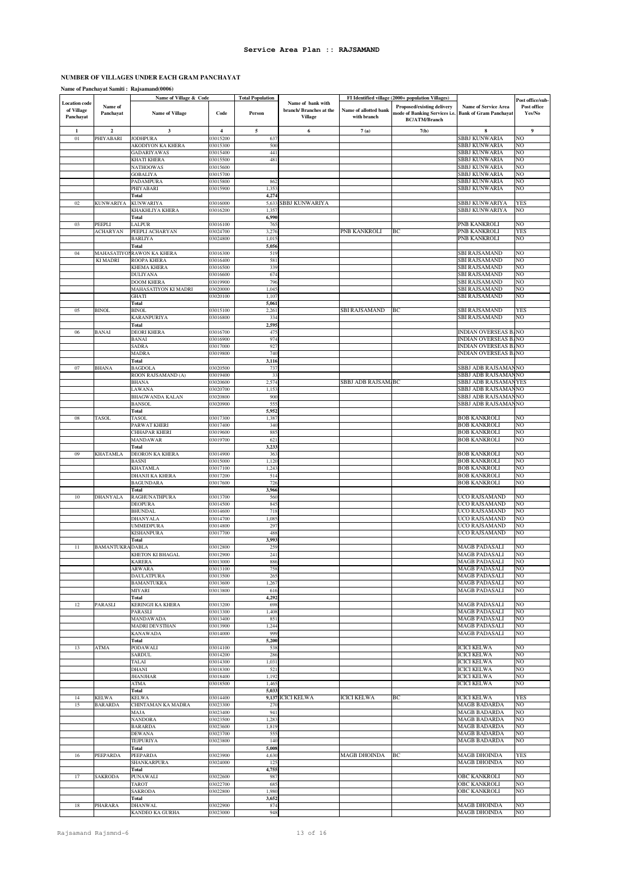## Service Area Plan :: RAJSAMAND

### NUMBER OF VILLAGES UNDER EACH GRAM PANCHAYAT

**Name of Panchayat Samiti : Rajsamand(0006)**

| Location code of Village Panchayat | Name of Panchayat | Name of Village & Code | | Total Population | Name of bank with branch/ Branches at the Village | FI Identified village (2000+ population Villages) | | Name of Service Area Bank of Gram Panchayat | Post office/sub-Post office Yes/No |
|---|---|---|---|---|---|---|---|---|---|
| | | Name of Village | Code | Person | | Name of allotted bank with branch | Proposed/existing delivery mode of Banking Services i.e. BC/ATM/Branch | | |
| 1 | 2 | 3 | 4 | 5 | 6 | 7 (a) | 7(b) | 8 | 9 |
| 01 | PHIYABARI | JODHPURA | 03015200 | 637 | | | | SBBJ KUNWARIA | NO |
| | | AKODIYON KA KHERA | 03015300 | 500 | | | | SBBJ KUNWARIA | NO |
| | | GADARIYAWAS | 03015400 | 441 | | | | SBBJ KUNWARIA | NO |
| | | KHATI KHERA | 03015500 | 481 | | | | SBBJ KUNWARIA | NO |
| | | NATHOOWAS | 03015600 | | | | | SBBJ KUNWARIA | NO |
| | | GOBALIYA | 03015700 | | | | | SBBJ KUNWARIA | NO |
| | | PADAMPURA | 03015800 | 862 | | | | SBBJ KUNWARIA | NO |
| | | PHIYABARI | 03015900 | 1,353 | | | | SBBJ KUNWARIA | NO |
| | | **Total** | | **4,274** | | | | | |
| 02 | KUNWARIYA | KUNWARIYA | 03016000 | 5,633 | SBBJ KUNWARIYA | | | SBBJ KUNWARIYA | YES |
| | | KHAKHLIYA KHERA | 03016200 | 1,357 | | | | SBBJ KUNWARIYA | NO |
| | | **Total** | | **6,990** | | | | | |
| 03 | PEEPLI ACHARYAN | LALPUR | 03016100 | 765 | | | | PNB KANKROLI | NO |
| | | PEEPLI ACHARYAN | 03024700 | 3,276 | | PNB KANKROLI | BC | PNB KANKROLI | YES |
| | | BARLIYA | 03024800 | 1,015 | | | | PNB KANKROLI | NO |
| | | **Total** | | **5,056** | | | | | |
| 04 | MAHASATIYON KI MADRI | RAWON KA KHERA | 03016300 | 519 | | | | SBI RAJSAMAND | NO |
| | | ROOPA KHERA | 03016400 | 581 | | | | SBI RAJSAMAND | NO |
| | | KHEMA KHERA | 03016500 | 339 | | | | SBI RAJSAMAND | NO |
| | | DULIYANA | 03016600 | 674 | | | | SBI RAJSAMAND | NO |
| | | DOOM KHERA | 03019900 | 796 | | | | SBI RAJSAMAND | NO |
| | | MAHASATIYON KI MADRI | 03020000 | 1,045 | | | | SBI RAJSAMAND | NO |
| | | GHATI | 03020100 | 1,107 | | | | SBI RAJSAMAND | NO |
| | | **Total** | | **5,061** | | | | | |
| 05 | BINOL | BINOL | 03015100 | 2,261 | | SBI RAJSAMAND | BC | SBI RAJSAMAND | YES |
| | | KARANPURIYA | 03016800 | 334 | | | | SBI RAJSAMAND | NO |
| | | **Total** | | **2,595** | | | | | |
| 06 | BANAI | DEORI KHERA | 03016700 | 475 | | | | INDIAN OVERSEAS BANK | NO |
| | | BANAI | 03016900 | 974 | | | | INDIAN OVERSEAS BANK | NO |
| | | SADRA | 03017000 | 927 | | | | INDIAN OVERSEAS BANK | NO |
| | | MADRA | 03019800 | 740 | | | | INDIAN OVERSEAS BANK | NO |
| | | **Total** | | **3,116** | | | | | |
| 07 | BHANA | BAGDOLA | 03020500 | 737 | | | | SBBJ ADB RAJSAMAND | NO |
| | | ROON RAJSAMAND (A) | 03019400 | 33 | | | | SBBJ ADB RAJSAMAND | NO |
| | | BHANA | 03020600 | 2,574 | | SBBJ ADB RAJSAMAND | BC | SBBJ ADB RAJSAMAND | YES |
| | | LAWANA | 03020700 | 1,153 | | | | SBBJ ADB RAJSAMAND | NO |
| | | BHAGWANDA KALAN | 03020800 | 900 | | | | SBBJ ADB RAJSAMAND | NO |
| | | BANSOL | 03020900 | 555 | | | | SBBJ ADB RAJSAMAND | NO |
| | | **Total** | | **5,952** | | | | | |
| 08 | TASOL | TASOL | 03017300 | 1,387 | | | | BOB KANKROLI | NO |
| | | PARWAT KHERI | 03017400 | 340 | | | | BOB KANKROLI | NO |
| | | CHHAPAR KHERI | 03019600 | 885 | | | | BOB KANKROLI | NO |
| | | MANDAWAR | 03019700 | 621 | | | | BOB KANKROLI | NO |
| | | **Total** | | **3,233** | | | | | |
| 09 | KHATAMLA | DEORON KA KHERA | 03014900 | 363 | | | | BOB KANKROLI | NO |
| | | BASNI | 03015000 | 1,120 | | | | BOB KANKROLI | NO |
| | | KHATAMLA | 03017100 | 1,243 | | | | BOB KANKROLI | NO |
| | | DHANJI KA KHERA | 03017200 | 514 | | | | BOB KANKROLI | NO |
| | | BAGUNDARA | 03017600 | 726 | | | | BOB KANKROLI | NO |
| | | **Total** | | **3,966** | | | | | |
| 10 | DHANYALA | RAGHUNATHPURA | 03013700 | 560 | | | | UCO RAJSAMAND | NO |
| | | DEOPURA | 03014500 | 845 | | | | UCO RAJSAMAND | NO |
| | | BHUNDAL | 03014600 | 718 | | | | UCO RAJSAMAND | NO |
| | | DHANYALA | 03014700 | 1,085 | | | | UCO RAJSAMAND | NO |
| | | UMMEDPURA | 03014800 | 297 | | | | UCO RAJSAMAND | NO |
| | | KISHANPURA | 03017700 | 488 | | | | UCO RAJSAMAND | NO |
| | | **Total** | | **3,993** | | | | | |
| 11 | BAMANTUKRA | DABLA | 03012800 | 259 | | | | MAGB PADASALI | NO |
| | | KHETON KI BHAGAL | 03012900 | 241 | | | | MAGB PADASALI | NO |
| | | KARERA | 03013000 | 886 | | | | MAGB PADASALI | NO |
| | | ARWARA | 03013100 | 758 | | | | MAGB PADASALI | NO |
| | | DAULATPURA | 03013500 | 265 | | | | MAGB PADASALI | NO |
| | | BAMANTUKRA | 03013600 | 1,267 | | | | MAGB PADASALI | NO |
| | | MIYARI | 03013800 | 616 | | | | MAGB PADASALI | NO |
| | | **Total** | | **4,292** | | | | | |
| 12 | PARASLI | KERINGJI KA KHERA | 03013200 | 698 | | | | MAGB PADASALI | NO |
| | | PARASLI | 03013300 | 1,408 | | | | MAGB PADASALI | NO |
| | | MANDAWADA | 03013400 | 851 | | | | MAGB PADASALI | NO |
| | | MADRI DEVSTHAN | 03013900 | 1,244 | | | | MAGB PADASALI | NO |
| | | KANAWADA | 03014000 | 999 | | | | MAGB PADASALI | NO |
| | | **Total** | | **5,200** | | | | | |
| 13 | ATMA | PODAWALI | 03014100 | 538 | | | | ICICI KELWA | NO |
| | | SARDUL | 03014200 | 286 | | | | ICICI KELWA | NO |
| | | TALAI | 03014300 | 1,031 | | | | ICICI KELWA | NO |
| | | DHANI | 03018300 | 521 | | | | ICICI KELWA | NO |
| | | JHANJHAR | 03018400 | 1,192 | | | | ICICI KELWA | NO |
| | | ATMA | 03018500 | 1,465 | | | | ICICI KELWA | NO |
| | | **Total** | | **5,033** | | | | | |
| 14 | KELWA | KELWA | 03014400 | 9,137 | ICICI KELWA | ICICI KELWA | BC | ICICI KELWA | YES |
| 15 | BARARDA | CHINTAMAN KA MADRA | 03023300 | 270 | | | | MAGB BADARDA | NO |
| | | MAJA | 03023400 | 941 | | | | MAGB BADARDA | NO |
| | | NANDORA | 03023500 | 1,283 | | | | MAGB BADARDA | NO |
| | | BARARDA | 03023600 | 1,819 | | | | MAGB BADARDA | NO |
| | | DEWANA | 03023700 | 555 | | | | MAGB BADARDA | NO |
| | | TEJPURIYA | 03023800 | 140 | | | | MAGB BADARDA | NO |
| | | **Total** | | **5,008** | | | | | |
| 16 | PEEPARDA | PEEPARDA | 03023900 | 4,630 | | MAGB DHOINDA | BC | MAGB DHOINDA | YES |
| | | SHANKARPURA | 03024000 | 125 | | | | MAGB DHOINDA | NO |
| | | **Total** | | **4,755** | | | | | |
| 17 | SAKRODA | PUNAWALI | 03022600 | 987 | | | | OBC KANKROLI | NO |
| | | TAROT | 03022700 | 685 | | | | OBC KANKROLI | NO |
| | | SAKRODA | 03022800 | 1,980 | | | | OBC KANKROLI | NO |
| | | **Total** | | **3,652** | | | | | |
| 18 | PHARARA | DHANWAL | 03022900 | 874 | | | | MAGB DHOINDA | NO |
| | | KANDEO KA GURHA | 03023000 | 948 | | | | MAGB DHOINDA | NO |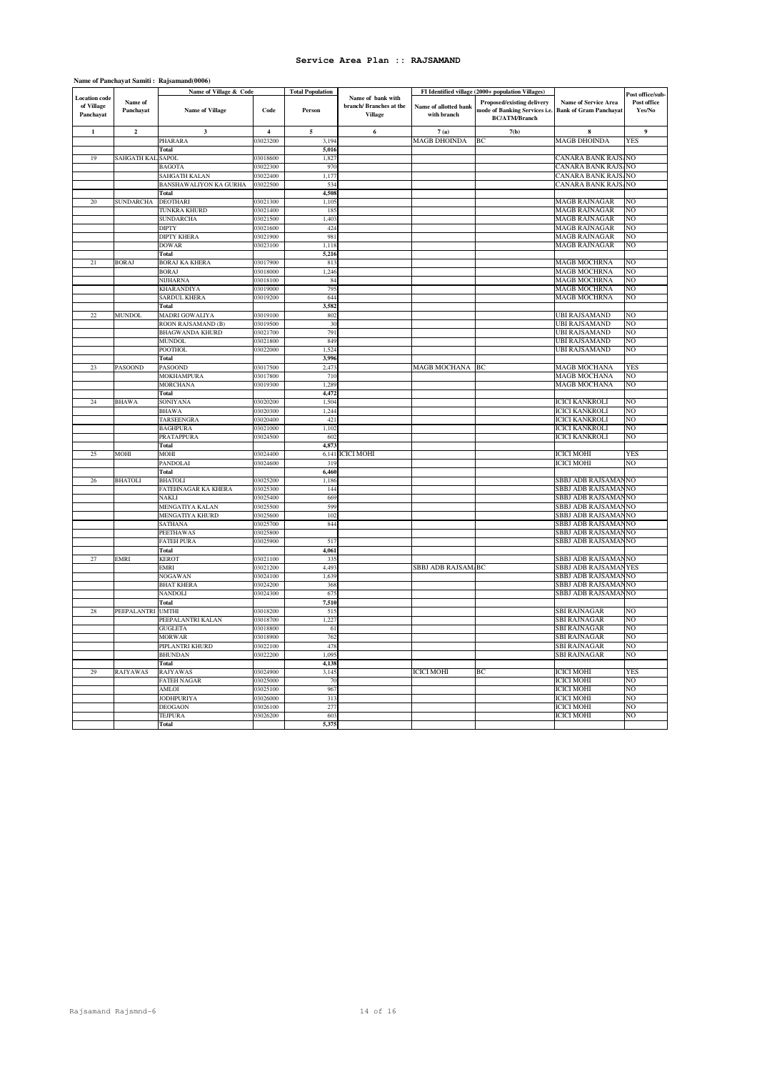# Service Area Plan :: RAJSAMAND

**Name of Panchayat Samiti : Rajsamand(0006)**

| Location code of Village Panchayat | Name of Panchayat | Name of Village & Code | | Total Population | Name of bank with branch/ Branches at the Village | FI Identified village (2000+ population Villages) | | Name of Service Area Bank of Gram Panchayat | Post office/sub-Post office Yes/No |
|---|---|---|---|---|---|---|---|---|---|
| | | Name of Village | Code | Person | | Name of allotted bank with branch | Proposed/existing delivery mode of Banking Services i.e. BC/ATM/Branch | | |
| 1 | 2 | 3 | 4 | 5 | 6 | 7 (a) | 7(b) | 8 | 9 |
| | | PHARARA | 03023200 | 3,194 | | MAGB DHOINDA | BC | MAGB DHOINDA | YES |
| | | Total | | 5,016 | | | | | |
| 19 | SAHGATH KAL | SAPOL | 03018600 | 1,827 | | | | CANARA BANK RAJS. | NO |
| | | BAGOTA | 03022300 | 970 | | | | CANARA BANK RAJS. | NO |
| | | SAHGATH KALAN | 03022400 | 1,177 | | | | CANARA BANK RAJS. | NO |
| | | BANSHAWALIYON KA GURHA | 03022500 | 534 | | | | CANARA BANK RAJS. | NO |
| | | Total | | 4,508 | | | | | |
| 20 | SUNDARCHA | DEOTHARI | 03021300 | 1,105 | | | | MAGB RAJNAGAR | NO |
| | | TUNKRA KHURD | 03021400 | 185 | | | | MAGB RAJNAGAR | NO |
| | | SUNDARCHA | 03021500 | 1,403 | | | | MAGB RAJNAGAR | NO |
| | | DIPTY | 03021600 | 424 | | | | MAGB RAJNAGAR | NO |
| | | DIPTY KHERA | 03021900 | 981 | | | | MAGB RAJNAGAR | NO |
| | | DOWAR | 03023100 | 1,118 | | | | MAGB RAJNAGAR | NO |
| | | Total | | 5,216 | | | | | |
| 21 | BORAJ | BORAJ KA KHERA | 03017900 | 813 | | | | MAGB MOCHRNA | NO |
| | | BORAJ | 03018000 | 1,246 | | | | MAGB MOCHRNA | NO |
| | | NIJHARNA | 03018100 | 84 | | | | MAGB MOCHRNA | NO |
| | | KHARANDIYA | 03019000 | 795 | | | | MAGB MOCHRNA | NO |
| | | SARDUL KHERA | 03019200 | 644 | | | | MAGB MOCHRNA | NO |
| | | Total | | 3,582 | | | | | |
| 22 | MUNDOL | MADRI GOWALIYA | 03019100 | 802 | | | | UBI RAJSAMAND | NO |
| | | ROON RAJSAMAND (B) | 03019500 | 30 | | | | UBI RAJSAMAND | NO |
| | | BHAGWANDA KHURD | 03021700 | 791 | | | | UBI RAJSAMAND | NO |
| | | MUNDOL | 03021800 | 849 | | | | UBI RAJSAMAND | NO |
| | | POOTHOL | 03022000 | 1,524 | | | | UBI RAJSAMAND | NO |
| | | Total | | 3,996 | | | | | |
| 23 | PASOOND | PASOOND | 03017500 | 2,473 | | MAGB MOCHANA | BC | MAGB MOCHANA | YES |
| | | MOKHAMPURA | 03017800 | 710 | | | | MAGB MOCHANA | NO |
| | | MORCHANA | 03019300 | 1,289 | | | | MAGB MOCHANA | NO |
| | | Total | | 4,472 | | | | | |
| 24 | BHAWA | SONIYANA | 03020200 | 1,504 | | | | ICICI KANKROLI | NO |
| | | BHAWA | 03020300 | 1,244 | | | | ICICI KANKROLI | NO |
| | | TARSEENGRA | 03020400 | 421 | | | | ICICI KANKROLI | NO |
| | | BAGHPURA | 03021000 | 1,102 | | | | ICICI KANKROLI | NO |
| | | PRATAPPURA | 03024500 | 602 | | | | ICICI KANKROLI | NO |
| | | Total | | 4,873 | | | | | |
| 25 | MOHI | MOHI | 03024400 | 6,141 | ICICI MOHI | | | ICICI MOHI | YES |
| | | PANDOLAI | 03024600 | 319 | | | | ICICI MOHI | NO |
| | | Total | | 6,460 | | | | | |
| 26 | BHATOLI | BHATOLI | 03025200 | 1,186 | | | | SBBJ ADB RAJSAMAN | NO |
| | | FATEHNAGAR KA KHERA | 03025300 | 144 | | | | SBBJ ADB RAJSAMAN | NO |
| | | NAKLI | 03025400 | 669 | | | | SBBJ ADB RAJSAMAN | NO |
| | | MENGATIYA KALAN | 03025500 | 599 | | | | SBBJ ADB RAJSAMAN | NO |
| | | MENGATIYA KHURD | 03025600 | 102 | | | | SBBJ ADB RAJSAMAN | NO |
| | | SATHANA | 03025700 | 844 | | | | SBBJ ADB RAJSAMAN | NO |
| | | PEETHAWAS | 03025800 | | | | | SBBJ ADB RAJSAMAN | NO |
| | | FATEH PURA | 03025900 | 517 | | | | SBBJ ADB RAJSAMAN | NO |
| | | Total | | 4,061 | | | | | |
| 27 | EMRI | KEROT | 03021100 | 335 | | | | SBBJ ADB RAJSAMAN | NO |
| | | EMRI | 03021200 | 4,493 | | SBBJ ADB RAJSAMA | BC | SBBJ ADB RAJSAMAN | YES |
| | | NOGAWAN | 03024100 | 1,639 | | | | SBBJ ADB RAJSAMAN | NO |
| | | BHAT KHERA | 03024200 | 368 | | | | SBBJ ADB RAJSAMAN | NO |
| | | NANDOLI | 03024300 | 675 | | | | SBBJ ADB RAJSAMAN | NO |
| | | Total | | 7,510 | | | | | |
| 28 | PEEPALANTRI | UMTHI | 03018200 | 515 | | | | SBI RAJNAGAR | NO |
| | | PEEPALANTRI KALAN | 03018700 | 1,227 | | | | SBI RAJNAGAR | NO |
| | | GUGLETA | 03018800 | 61 | | | | SBI RAJNAGAR | NO |
| | | MORWAR | 03018900 | 762 | | | | SBI RAJNAGAR | NO |
| | | PIPLANTRI KHURD | 03022100 | 478 | | | | SBI RAJNAGAR | NO |
| | | BHUNDAN | 03022200 | 1,095 | | | | SBI RAJNAGAR | NO |
| | | Total | | 4,138 | | | | | |
| 29 | RAJYAWAS | RAJYAWAS | 03024900 | 3,145 | | ICICI MOHI | BC | ICICI MOHI | YES |
| | | FATEH NAGAR | 03025000 | 70 | | | | ICICI MOHI | NO |
| | | AMLOI | 03025100 | 967 | | | | ICICI MOHI | NO |
| | | JODHPURIYA | 03026000 | 313 | | | | ICICI MOHI | NO |
| | | DEOGAON | 03026100 | 277 | | | | ICICI MOHI | NO |
| | | TEJPURA | 03026200 | 603 | | | | ICICI MOHI | NO |
| | | Total | | 5,375 | | | | | |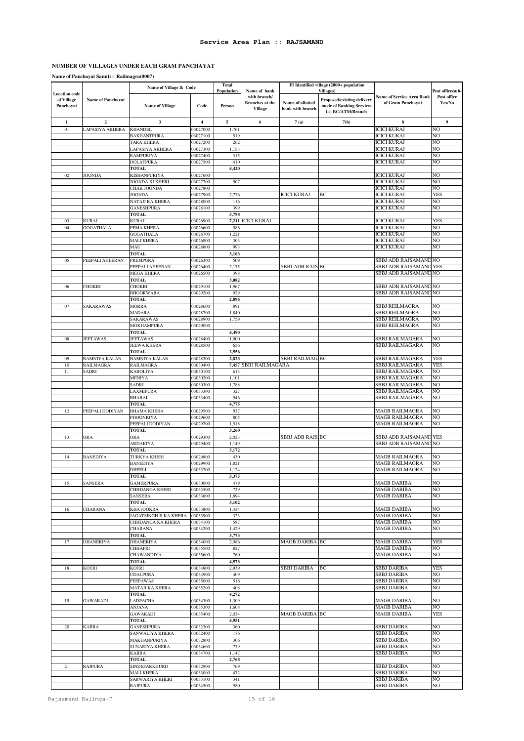## Service Area Plan :: RAJSAMAND

### NUMBER OF VILLAGES UNDER EACH GRAM PANCHAYAT

**Name of Panchayat Samiti : Railmagra(0007)**

| Location code of Village Panchayat | Name of Panchayat | Name of Village & Code | | Total Population | Name of bank with branch/ Branches at the Village | FI Identified village (2000+ population Villages) | | Name of Service Area Bank of Gram Panchayat | Post office/sub-Post office Yes/No |
|---|---|---|---|---|---|---|---|---|---|
| | | Name of Village | Code | Person | | Name of allotted bank with branch | Proposed/existing delivery mode of Banking Services i.e. BC/ATM/Branch | | |
| 1 | 2 | 3 | 4 | 5 | 6 | 7 (a) | 7(b) | 8 | 9 |
| 01 | LAPASIYA AKHERA | KHANDEL | 03027000 | 1,761 | | | | ICICI KURAJ | NO |
| | | BAKHANTPURA | 03027100 | 519 | | | | ICICI KURAJ | NO |
| | | TARA KHERA | 03027200 | 262 | | | | ICICI KURAJ | NO |
| | | LAPASIYA AKHERA | 03027300 | 1,153 | | | | ICICI KURAJ | NO |
| | | RAMPURIYA | 03027400 | 315 | | | | ICICI KURAJ | NO |
| | | DOLATPURA | 03027500 | 410 | | | | ICICI KURAJ | NO |
| | | TOTAL | | 4,420 | | | | | |
| 02 | JOONDA | KISHANPURIYA | 03027600 | | | | | ICICI KURAJ | NO |
| | | JOONDA KI KHERI | 03027700 | 507 | | | | ICICI KURAJ | NO |
| | | CHAK JOONDA | 03027800 | | | | | ICICI KURAJ | NO |
| | | JOONDA | 03027900 | 2,776 | | ICICI KURAJ | BC | ICICI KURAJ | YES |
| | | NATAJI KA KHERA | 03028000 | 116 | | | | ICICI KURAJ | NO |
| | | GANESHPURA | 03028100 | 399 | | | | ICICI KURAJ | NO |
| | | TOTAL | | 3,798 | | | | | |
| 03 | KURAJ | KURAJ | 03026900 | 7,211 | ICICI KURAJ | | | ICICI KURAJ | YES |
| 04 | GOGATHALA | PEMA KHERA | 03026600 | 586 | | | | ICICI KURAJ | NO |
| | | GOGATHALA | 03026700 | 1,221 | | | | ICICI KURAJ | NO |
| | | MALI KHERA | 03026800 | 303 | | | | ICICI KURAJ | NO |
| | | MAU | 03028800 | 993 | | | | ICICI KURAJ | NO |
| | | TOTAL | | 3,103 | | | | | |
| 05 | PEEPALI AHEERAN | PREMPURA | 03026300 | 509 | | | | SBBJ ADB RAJSAMAND | NO |
| | | PEEPALI AHEERAN | 03026400 | 2,175 | | SBBJ ADB RAJS | BC | SBBJ ADB RAJSAMAND | YES |
| | | MEGA KHERA | 03026500 | 398 | | | | SBBJ ADB RAJSAMAND | NO |
| | | TOTAL | | 3,082 | | | | | |
| 06 | CHOKRI | CHOKRI | 03029100 | 1,967 | | | | SBBJ ADB RAJSAMAND | NO |
| | | BHOORWARA | 03029200 | 929 | | | | SBBJ ADB RAJSAMAND | NO |
| | | TOTAL | | 2,896 | | | | | |
| 07 | SAKARAWAS | MORRA | 03028600 | 891 | | | | SBBJ REILMAGRA | NO |
| | | MADARA | 03028700 | 1,840 | | | | SBBJ REILMAGRA | NO |
| | | SAKARAWAS | 03028900 | 1,759 | | | | SBBJ REILMAGRA | NO |
| | | MOKHAMPURA | 03029000 | | | | | SBBJ REILMAGRA | NO |
| | | TOTAL | | 4,490 | | | | | |
| 08 | JEETAWAS | JEETAWAS | 03028400 | 1,900 | | | | SBBJ RAILMAGARA | NO |
| | | JEEWA KHERA | 03028500 | 656 | | | | SBBJ RAILMAGARA | NO |
| | | TOTAL | | 2,556 | | | | | |
| 09 | BAMNIYA KALAN | BAMNIYA KALAN | 03028300 | 2,823 | | SBBJ RAILMAGA | BC | SBBJ RAILMAGARA | YES |
| 10 | RAILMAGRA | RAILMAGRA | 03030400 | 7,457 | SBBJ RAILMAGARA | | | SBBJ RAILMAGARA | YES |
| 11 | SADRI | KAROLIYA | 03030100 | 613 | | | | SBBJ RAILMAGARA | NO |
| | | MENIYA | 03030200 | 1,101 | | | | SBBJ RAILMAGARA | NO |
| | | SADRI | 03030300 | 1,788 | | | | SBBJ RAILMAGARA | NO |
| | | LAXMIPURA | 03033300 | 327 | | | | SBBJ RAILMAGARA | NO |
| | | BHARAI | 03033400 | 946 | | | | SBBJ RAILMAGARA | NO |
| | | TOTAL | | 4,775 | | | | | |
| 12 | PEEPALI DODIYAN | BHAMA KHERA | 03029500 | 937 | | | | MAGB RAILMAGRA | NO |
| | | PHOONKIYA | 03029600 | 805 | | | | MAGB RAILMAGRA | NO |
| | | PEEPALI DODIYAN | 03029700 | 1,518 | | | | MAGB RAILMAGRA | NO |
| | | TOTAL | | 3,260 | | | | | |
| 13 | ORA | ORA | 03029300 | 2,023 | | SBBJ ADB RAJS | BC | SBBJ ADB RAJSAMAND | YES |
| | | ARDAKIYA | 03029400 | 1,149 | | | | SBBJ ADB RAJSAMAND | NO |
| | | TOTAL | | 3,172 | | | | | |
| 14 | BANEDIYA | TURKYA KHERI | 03029800 | 430 | | | | MAGB RAILMAGRA | NO |
| | | BANEDIYA | 03029900 | 1,821 | | | | MAGB RAILMAGRA | NO |
| | | DHEELI | 03033700 | 1,124 | | | | MAGB RAILMAGRA | NO |
| | | TOTAL | | 3,375 | | | | | |
| 15 | SANSERA | GAMERPURA | 03030000 | 479 | | | | MAGB DARIBA | NO |
| | | CHHDANGA KHERI | 03033500 | 729 | | | | MAGB DARIBA | NO |
| | | SANSERA | 03033600 | 1,894 | | | | MAGB DARIBA | NO |
| | | TOTAL | | 3,102 | | | | | |
| 16 | CHARANA | KHATOOKRA | 03033800 | 1,434 | | | | MAGB DARIBA | NO |
| | | JAGATSINGH JI KA KHERA | 03033900 | 323 | | | | MAGB DARIBA | NO |
| | | CHHIDANGA KA KHERA | 03034100 | 587 | | | | MAGB DARIBA | NO |
| | | CHARANA | 03034200 | 1,429 | | | | MAGB DARIBA | NO |
| | | TOTAL | | 3,773 | | | | | |
| 17 | DHANERIYA | DHANERIYA | 03034000 | 2,986 | | MAGB DARIBA | BC | MAGB DARIBA | YES |
| | | CHHAPRI | 03035500 | 827 | | | | MAGB DARIBA | NO |
| | | CHAWANDIYA | 03035600 | 760 | | | | MAGB DARIBA | NO |
| | | TOTAL | | 4,573 | | | | | |
| 18 | KOTRI | KOTRI | 03034800 | 2,939 | | SBBJ DARIBA | BC | SBBJ DARIBA | YES |
| | | UDALPURA | 03034900 | 409 | | | | SBBJ DARIBA | NO |
| | | PEEPAWAS | 03035000 | 516 | | | | SBBJ DARIBA | NO |
| | | MATAJI KA KHERA | 03035200 | 408 | | | | SBBJ DARIBA | NO |
| | | TOTAL | | 4,272 | | | | | |
| 19 | GAWARADI | LADPACHA | 03034300 | 1,309 | | | | MAGB DARIBA | NO |
| | | ANJANA | 03035300 | 1,608 | | | | MAGB DARIBA | NO |
| | | GAWARADI | 03035400 | 2,034 | | MAGB DARIBA | BC | MAGB DARIBA | YES |
| | | TOTAL | | 4,951 | | | | | |
| 20 | KABRA | GANESHPURA | 03032300 | 360 | | | | SBBJ DARIBA | NO |
| | | SANWALIYA KHERA | 03032400 | 176 | | | | SBBJ DARIBA | NO |
| | | MAKHANPURIYA | 03032800 | 306 | | | | SBBJ DARIBA | NO |
| | | SUNARIYA KHERA | 03034600 | 779 | | | | SBBJ DARIBA | NO |
| | | KABRA | 03034700 | 1,147 | | | | SBBJ DARIBA | NO |
| | | TOTAL | | 2,768 | | | | | |
| 21 | RAJPURA | SINDESARKHURD | 03032900 | 769 | | | | SBBJ DARIBA | NO |
| | | MALI KHERA | 03033000 | 472 | | | | SBBJ DARIBA | NO |
| | | SARWARIYA KHERI | 03033100 | 341 | | | | SBBJ DARIBA | NO |
| | | RAJPURA | 03034500 | 980 | | | | SBBJ DARIBA | NO |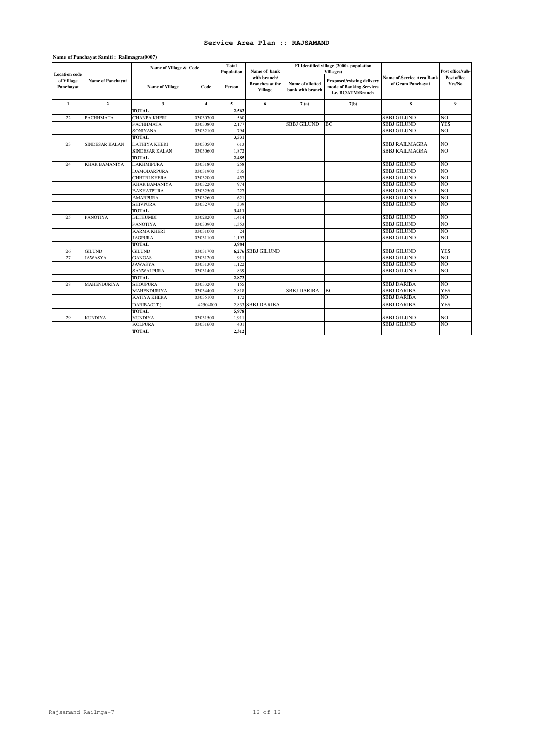## Service Area Plan :: RAJSAMAND

**Name of Panchayat Samiti : Railmagra(0007)**

| Location code of Village Panchayat | Name of Panchayat | Name of Village & Code | | Total Population | Name of bank with branch/ Branches at the Village | FI Identified village (2000+ population Villages) | | Name of Service Area Bank of Gram Panchayat | Post office/sub-Post office Yes/No |
|---|---|---|---|---|---|---|---|---|---|
| | | Name of Village | Code | Person | | Name of allotted bank with branch | Proposed/existing delivery mode of Banking Services i.e. BC/ATM/Branch | | |
| 1 | 2 | 3 | 4 | 5 | 6 | 7 (a) | 7(b) | 8 | 9 |
| | | TOTAL | | 2,562 | | | | | |
| 22 | PACHHMATA | CHANPA KHERI | 03030700 | 560 | | | | SBBJ GILUND | NO |
| | | PACHHMATA | 03030800 | 2,177 | | SBBJ GILUND | BC | SBBJ GILUND | YES |
| | | SONIYANA | 03032100 | 794 | | | | SBBJ GILUND | NO |
| | | TOTAL | | 3,531 | | | | | |
| 23 | SINDESAR KALAN | LATHIYA KHERI | 03030500 | 613 | | | | SBBJ RAILMAGRA | NO |
| | | SINDESAR KALAN | 03030600 | 1,872 | | | | SBBJ RAILMAGRA | NO |
| | | TOTAL | | 2,485 | | | | | |
| 24 | KHAR BAMANIYA | LAKHMIPURA | 03031800 | 258 | | | | SBBJ GILUND | NO |
| | | DAMODARPURA | 03031900 | 535 | | | | SBBJ GILUND | NO |
| | | CHHTRI KHERA | 03032000 | 457 | | | | SBBJ GILUND | NO |
| | | KHAR BAMANIYA | 03032200 | 974 | | | | SBBJ GILUND | NO |
| | | BAKHATPURA | 03032500 | 227 | | | | SBBJ GILUND | NO |
| | | AMARPURA | 03032600 | 621 | | | | SBBJ GILUND | NO |
| | | SHIVPURA | 03032700 | 339 | | | | SBBJ GILUND | NO |
| | | TOTAL | | 3,411 | | | | | |
| 25 | PANOTIYA | BETHUMBI | 03028200 | 1,414 | | | | SBBJ GILUND | NO |
| | | PANOTIYA | 03030900 | 1,353 | | | | SBBJ GILUND | NO |
| | | KARMA KHERI | 03031000 | 24 | | | | SBBJ GILUND | NO |
| | | JAGPURA | 03031100 | 1,193 | | | | SBBJ GILUND | NO |
| | | TOTAL | | 3,984 | | | | | |
| 26 | GILUND | GILUND | 03031700 | 6,276 | SBBJ GILUND | | | SBBJ GILUND | YES |
| 27 | JAWASYA | GANGAS | 03031200 | 911 | | | | SBBJ GILUND | NO |
| | | JAWASYA | 03031300 | 1,122 | | | | SBBJ GILUND | NO |
| | | SANWALPURA | 03031400 | 839 | | | | SBBJ GILUND | NO |
| | | TOTAL | | 2,872 | | | | | |
| 28 | MAHENDURIYA | SHOUPURA | 03033200 | 155 | | | | SBBJ DARIBA | NO |
| | | MAHENDURIYA | 03034400 | 2,818 | | SBBJ DARIBA | BC | SBBJ DARIBA | YES |
| | | KATIYA KHERA | 03035100 | 172 | | | | SBBJ DARIBA | NO |
| | | DARIBA(C.T.) | 42504000 | 2,833 | SBBJ DARIBA | | | SBBJ DARIBA | YES |
| | | TOTAL | | 5,978 | | | | | |
| 29 | KUNDIYA | KUNDIYA | 03031500 | 1,911 | | | | SBBJ GILUND | NO |
| | | KOLPURA | 03031600 | 401 | | | | SBBJ GILUND | NO |
| | | TOTAL | | 2,312 | | | | | |